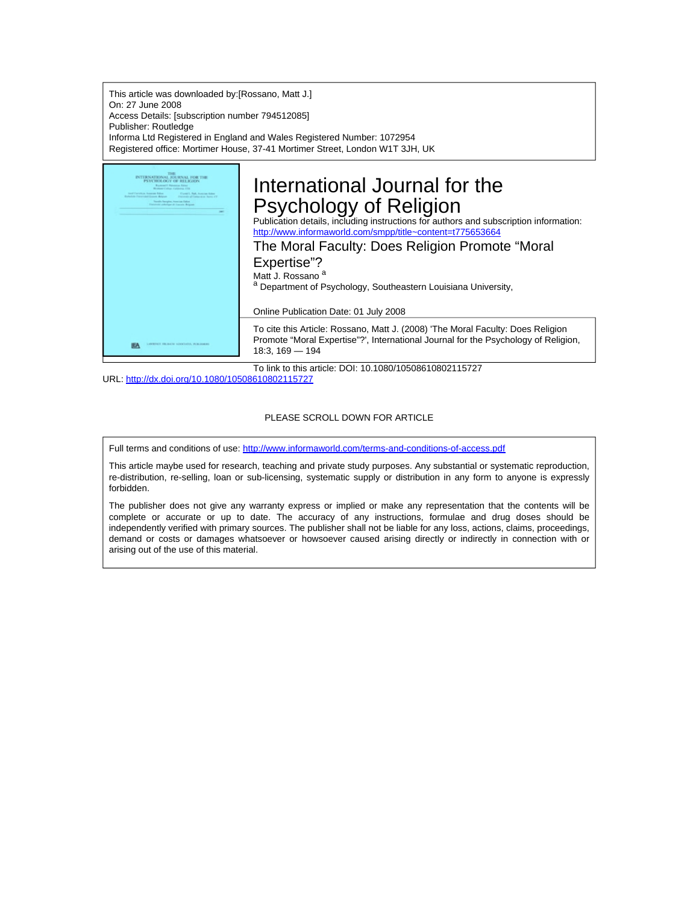This article was downloaded by:[Rossano, Matt J.]
On: 27 June 2008
Access Details: [subscription number 794512085]
Publisher: Routledge
Informa Ltd Registered in England and Wales Registered Number: 1072954
Registered office: Mortimer House, 37-41 Mortimer Street, London W1T 3JH, UK

# International Journal for the Psychology of Religion

Publication details, including instructions for authors and subscription information:
http://www.informaworld.com/smpp/title~content=t775653664

## The Moral Faculty: Does Religion Promote "Moral Expertise"?

Matt J. Rossano [a]

[a] Department of Psychology, Southeastern Louisiana University,

Online Publication Date: 01 July 2008

To cite this Article: Rossano, Matt J. (2008) 'The Moral Faculty: Does Religion Promote "Moral Expertise"?', International Journal for the Psychology of Religion, 18:3, 169 — 194

To link to this article: DOI: 10.1080/10508610802115727
URL: http://dx.doi.org/10.1080/10508610802115727

PLEASE SCROLL DOWN FOR ARTICLE

Full terms and conditions of use: http://www.informaworld.com/terms-and-conditions-of-access.pdf

This article maybe used for research, teaching and private study purposes. Any substantial or systematic reproduction, re-distribution, re-selling, loan or sub-licensing, systematic supply or distribution in any form to anyone is expressly forbidden.

The publisher does not give any warranty express or implied or make any representation that the contents will be complete or accurate or up to date. The accuracy of any instructions, formulae and drug doses should be independently verified with primary sources. The publisher shall not be liable for any loss, actions, claims, proceedings, demand or costs or damages whatsoever or howsoever caused arising directly or indirectly in connection with or arising out of the use of this material.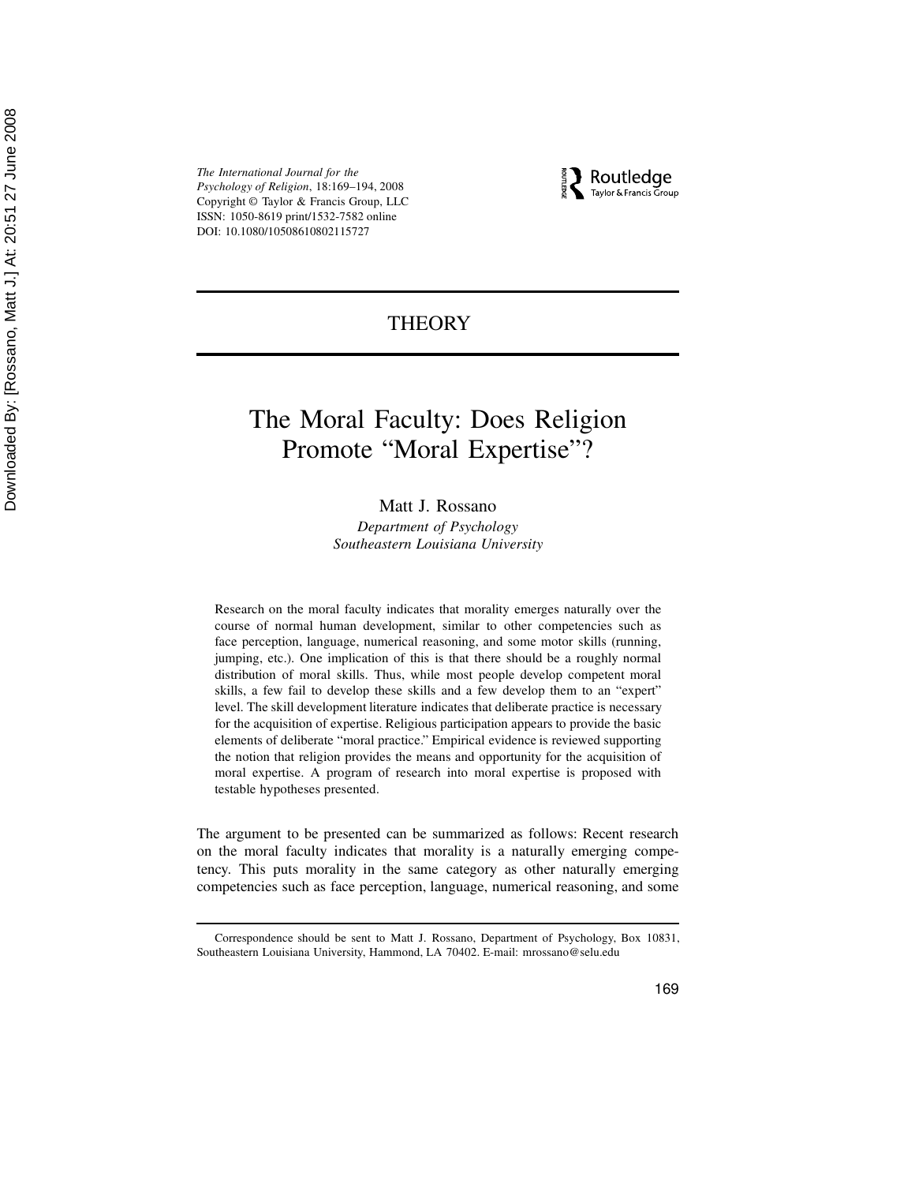# THEORY

# The Moral Faculty: Does Religion Promote "Moral Expertise"?

Matt J. Rossano

*Department of Psychology*
*Southeastern Louisiana University*

Research on the moral faculty indicates that morality emerges naturally over the course of normal human development, similar to other competencies such as face perception, language, numerical reasoning, and some motor skills (running, jumping, etc.). One implication of this is that there should be a roughly normal distribution of moral skills. Thus, while most people develop competent moral skills, a few fail to develop these skills and a few develop them to an "expert" level. The skill development literature indicates that deliberate practice is necessary for the acquisition of expertise. Religious participation appears to provide the basic elements of deliberate "moral practice." Empirical evidence is reviewed supporting the notion that religion provides the means and opportunity for the acquisition of moral expertise. A program of research into moral expertise is proposed with testable hypotheses presented.

The argument to be presented can be summarized as follows: Recent research on the moral faculty indicates that morality is a naturally emerging competency. This puts morality in the same category as other naturally emerging competencies such as face perception, language, numerical reasoning, and some

Correspondence should be sent to Matt J. Rossano, Department of Psychology, Box 10831, Southeastern Louisiana University, Hammond, LA 70402. E-mail: mrossano@selu.edu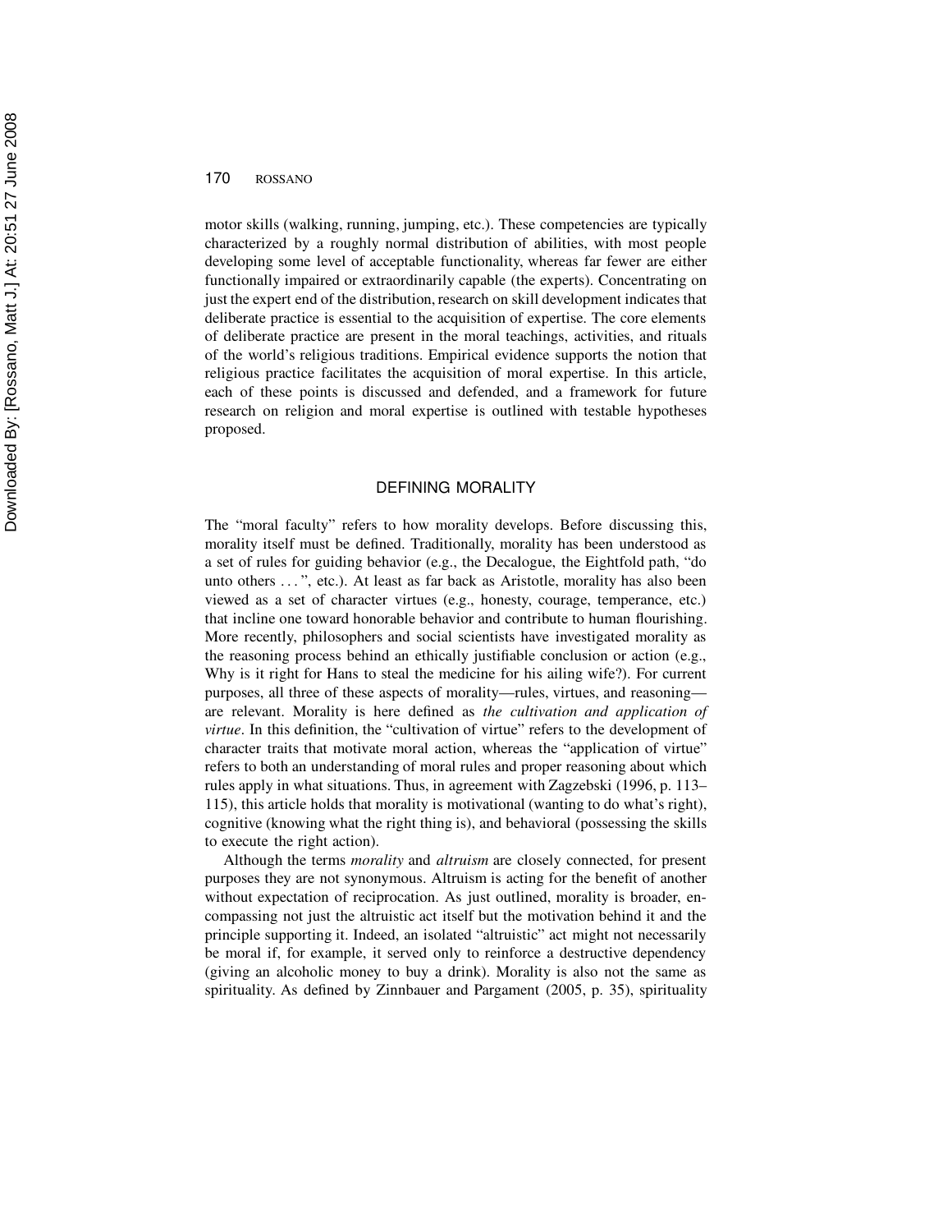motor skills (walking, running, jumping, etc.). These competencies are typically characterized by a roughly normal distribution of abilities, with most people developing some level of acceptable functionality, whereas far fewer are either functionally impaired or extraordinarily capable (the experts). Concentrating on just the expert end of the distribution, research on skill development indicates that deliberate practice is essential to the acquisition of expertise. The core elements of deliberate practice are present in the moral teachings, activities, and rituals of the world's religious traditions. Empirical evidence supports the notion that religious practice facilitates the acquisition of moral expertise. In this article, each of these points is discussed and defended, and a framework for future research on religion and moral expertise is outlined with testable hypotheses proposed.

## DEFINING MORALITY

The "moral faculty" refers to how morality develops. Before discussing this, morality itself must be defined. Traditionally, morality has been understood as a set of rules for guiding behavior (e.g., the Decalogue, the Eightfold path, "do unto others . . . ", etc.). At least as far back as Aristotle, morality has also been viewed as a set of character virtues (e.g., honesty, courage, temperance, etc.) that incline one toward honorable behavior and contribute to human flourishing. More recently, philosophers and social scientists have investigated morality as the reasoning process behind an ethically justifiable conclusion or action (e.g., Why is it right for Hans to steal the medicine for his ailing wife?). For current purposes, all three of these aspects of morality—rules, virtues, and reasoning—are relevant. Morality is here defined as *the cultivation and application of virtue*. In this definition, the "cultivation of virtue" refers to the development of character traits that motivate moral action, whereas the "application of virtue" refers to both an understanding of moral rules and proper reasoning about which rules apply in what situations. Thus, in agreement with Zagzebski (1996, p. 113–115), this article holds that morality is motivational (wanting to do what's right), cognitive (knowing what the right thing is), and behavioral (possessing the skills to execute the right action).

Although the terms *morality* and *altruism* are closely connected, for present purposes they are not synonymous. Altruism is acting for the benefit of another without expectation of reciprocation. As just outlined, morality is broader, encompassing not just the altruistic act itself but the motivation behind it and the principle supporting it. Indeed, an isolated "altruistic" act might not necessarily be moral if, for example, it served only to reinforce a destructive dependency (giving an alcoholic money to buy a drink). Morality is also not the same as spirituality. As defined by Zinnbauer and Pargament (2005, p. 35), spirituality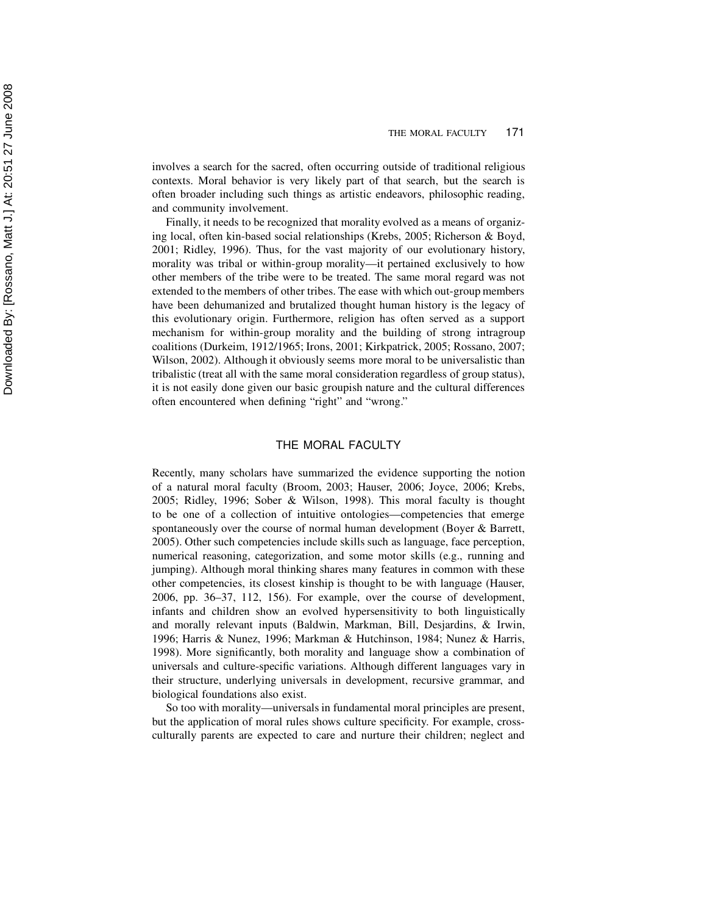involves a search for the sacred, often occurring outside of traditional religious contexts. Moral behavior is very likely part of that search, but the search is often broader including such things as artistic endeavors, philosophic reading, and community involvement.

Finally, it needs to be recognized that morality evolved as a means of organizing local, often kin-based social relationships (Krebs, 2005; Richerson & Boyd, 2001; Ridley, 1996). Thus, for the vast majority of our evolutionary history, morality was tribal or within-group morality—it pertained exclusively to how other members of the tribe were to be treated. The same moral regard was not extended to the members of other tribes. The ease with which out-group members have been dehumanized and brutalized thought human history is the legacy of this evolutionary origin. Furthermore, religion has often served as a support mechanism for within-group morality and the building of strong intragroup coalitions (Durkeim, 1912/1965; Irons, 2001; Kirkpatrick, 2005; Rossano, 2007; Wilson, 2002). Although it obviously seems more moral to be universalistic than tribalistic (treat all with the same moral consideration regardless of group status), it is not easily done given our basic groupish nature and the cultural differences often encountered when defining "right" and "wrong."

## THE MORAL FACULTY

Recently, many scholars have summarized the evidence supporting the notion of a natural moral faculty (Broom, 2003; Hauser, 2006; Joyce, 2006; Krebs, 2005; Ridley, 1996; Sober & Wilson, 1998). This moral faculty is thought to be one of a collection of intuitive ontologies—competencies that emerge spontaneously over the course of normal human development (Boyer & Barrett, 2005). Other such competencies include skills such as language, face perception, numerical reasoning, categorization, and some motor skills (e.g., running and jumping). Although moral thinking shares many features in common with these other competencies, its closest kinship is thought to be with language (Hauser, 2006, pp. 36–37, 112, 156). For example, over the course of development, infants and children show an evolved hypersensitivity to both linguistically and morally relevant inputs (Baldwin, Markman, Bill, Desjardins, & Irwin, 1996; Harris & Nunez, 1996; Markman & Hutchinson, 1984; Nunez & Harris, 1998). More significantly, both morality and language show a combination of universals and culture-specific variations. Although different languages vary in their structure, underlying universals in development, recursive grammar, and biological foundations also exist.

So too with morality—universals in fundamental moral principles are present, but the application of moral rules shows culture specificity. For example, cross-culturally parents are expected to care and nurture their children; neglect and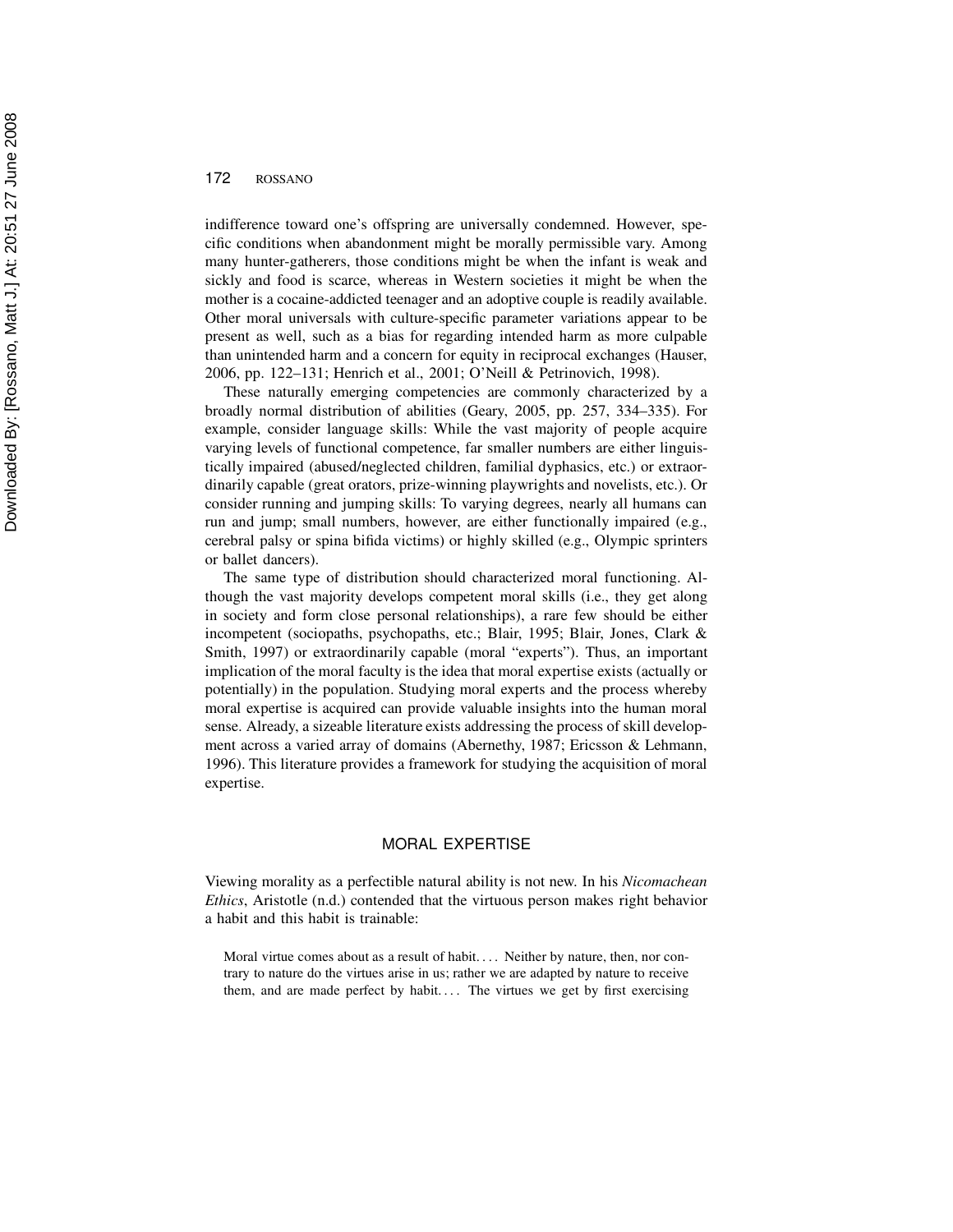indifference toward one's offspring are universally condemned. However, specific conditions when abandonment might be morally permissible vary. Among many hunter-gatherers, those conditions might be when the infant is weak and sickly and food is scarce, whereas in Western societies it might be when the mother is a cocaine-addicted teenager and an adoptive couple is readily available. Other moral universals with culture-specific parameter variations appear to be present as well, such as a bias for regarding intended harm as more culpable than unintended harm and a concern for equity in reciprocal exchanges (Hauser, 2006, pp. 122–131; Henrich et al., 2001; O'Neill & Petrinovich, 1998).

These naturally emerging competencies are commonly characterized by a broadly normal distribution of abilities (Geary, 2005, pp. 257, 334–335). For example, consider language skills: While the vast majority of people acquire varying levels of functional competence, far smaller numbers are either linguistically impaired (abused/neglected children, familial dyphasics, etc.) or extraordinarily capable (great orators, prize-winning playwrights and novelists, etc.). Or consider running and jumping skills: To varying degrees, nearly all humans can run and jump; small numbers, however, are either functionally impaired (e.g., cerebral palsy or spina bifida victims) or highly skilled (e.g., Olympic sprinters or ballet dancers).

The same type of distribution should characterized moral functioning. Although the vast majority develops competent moral skills (i.e., they get along in society and form close personal relationships), a rare few should be either incompetent (sociopaths, psychopaths, etc.; Blair, 1995; Blair, Jones, Clark & Smith, 1997) or extraordinarily capable (moral "experts"). Thus, an important implication of the moral faculty is the idea that moral expertise exists (actually or potentially) in the population. Studying moral experts and the process whereby moral expertise is acquired can provide valuable insights into the human moral sense. Already, a sizeable literature exists addressing the process of skill development across a varied array of domains (Abernethy, 1987; Ericsson & Lehmann, 1996). This literature provides a framework for studying the acquisition of moral expertise.

## MORAL EXPERTISE

Viewing morality as a perfectible natural ability is not new. In his *Nicomachean Ethics*, Aristotle (n.d.) contended that the virtuous person makes right behavior a habit and this habit is trainable:

> Moral virtue comes about as a result of habit. . . . Neither by nature, then, nor contrary to nature do the virtues arise in us; rather we are adapted by nature to receive them, and are made perfect by habit. . . . The virtues we get by first exercising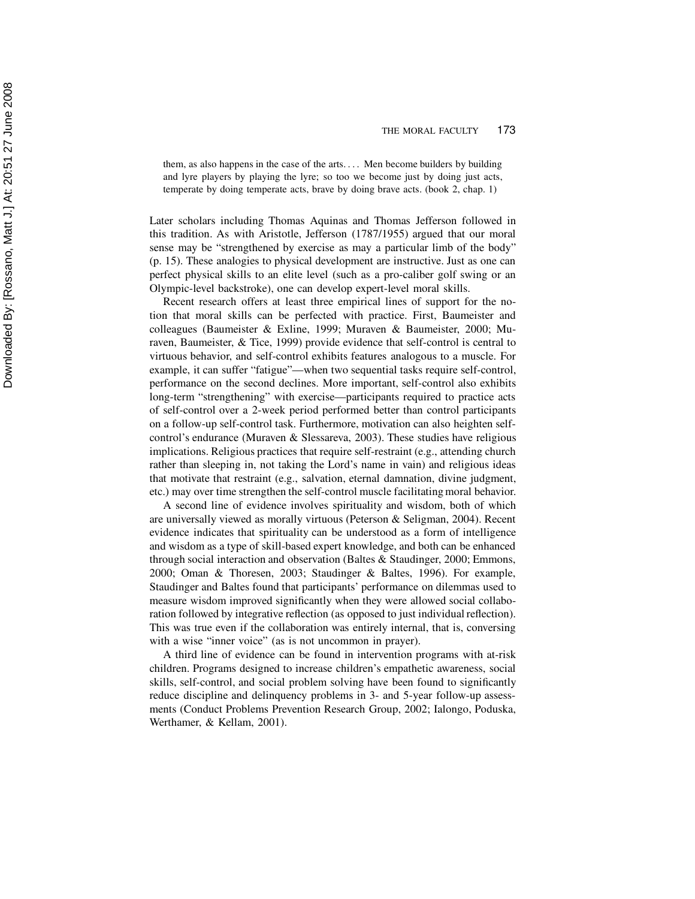> them, as also happens in the case of the arts. . . . Men become builders by building and lyre players by playing the lyre; so too we become just by doing just acts, temperate by doing temperate acts, brave by doing brave acts. (book 2, chap. 1)

Later scholars including Thomas Aquinas and Thomas Jefferson followed in this tradition. As with Aristotle, Jefferson (1787/1955) argued that our moral sense may be "strengthened by exercise as may a particular limb of the body" (p. 15). These analogies to physical development are instructive. Just as one can perfect physical skills to an elite level (such as a pro-caliber golf swing or an Olympic-level backstroke), one can develop expert-level moral skills.

Recent research offers at least three empirical lines of support for the notion that moral skills can be perfected with practice. First, Baumeister and colleagues (Baumeister & Exline, 1999; Muraven & Baumeister, 2000; Muraven, Baumeister, & Tice, 1999) provide evidence that self-control is central to virtuous behavior, and self-control exhibits features analogous to a muscle. For example, it can suffer "fatigue"—when two sequential tasks require self-control, performance on the second declines. More important, self-control also exhibits long-term "strengthening" with exercise—participants required to practice acts of self-control over a 2-week period performed better than control participants on a follow-up self-control task. Furthermore, motivation can also heighten self-control's endurance (Muraven & Slessareva, 2003). These studies have religious implications. Religious practices that require self-restraint (e.g., attending church rather than sleeping in, not taking the Lord's name in vain) and religious ideas that motivate that restraint (e.g., salvation, eternal damnation, divine judgment, etc.) may over time strengthen the self-control muscle facilitating moral behavior.

A second line of evidence involves spirituality and wisdom, both of which are universally viewed as morally virtuous (Peterson & Seligman, 2004). Recent evidence indicates that spirituality can be understood as a form of intelligence and wisdom as a type of skill-based expert knowledge, and both can be enhanced through social interaction and observation (Baltes & Staudinger, 2000; Emmons, 2000; Oman & Thoresen, 2003; Staudinger & Baltes, 1996). For example, Staudinger and Baltes found that participants' performance on dilemmas used to measure wisdom improved significantly when they were allowed social collaboration followed by integrative reflection (as opposed to just individual reflection). This was true even if the collaboration was entirely internal, that is, conversing with a wise "inner voice" (as is not uncommon in prayer).

A third line of evidence can be found in intervention programs with at-risk children. Programs designed to increase children's empathetic awareness, social skills, self-control, and social problem solving have been found to significantly reduce discipline and delinquency problems in 3- and 5-year follow-up assessments (Conduct Problems Prevention Research Group, 2002; Ialongo, Poduska, Werthamer, & Kellam, 2001).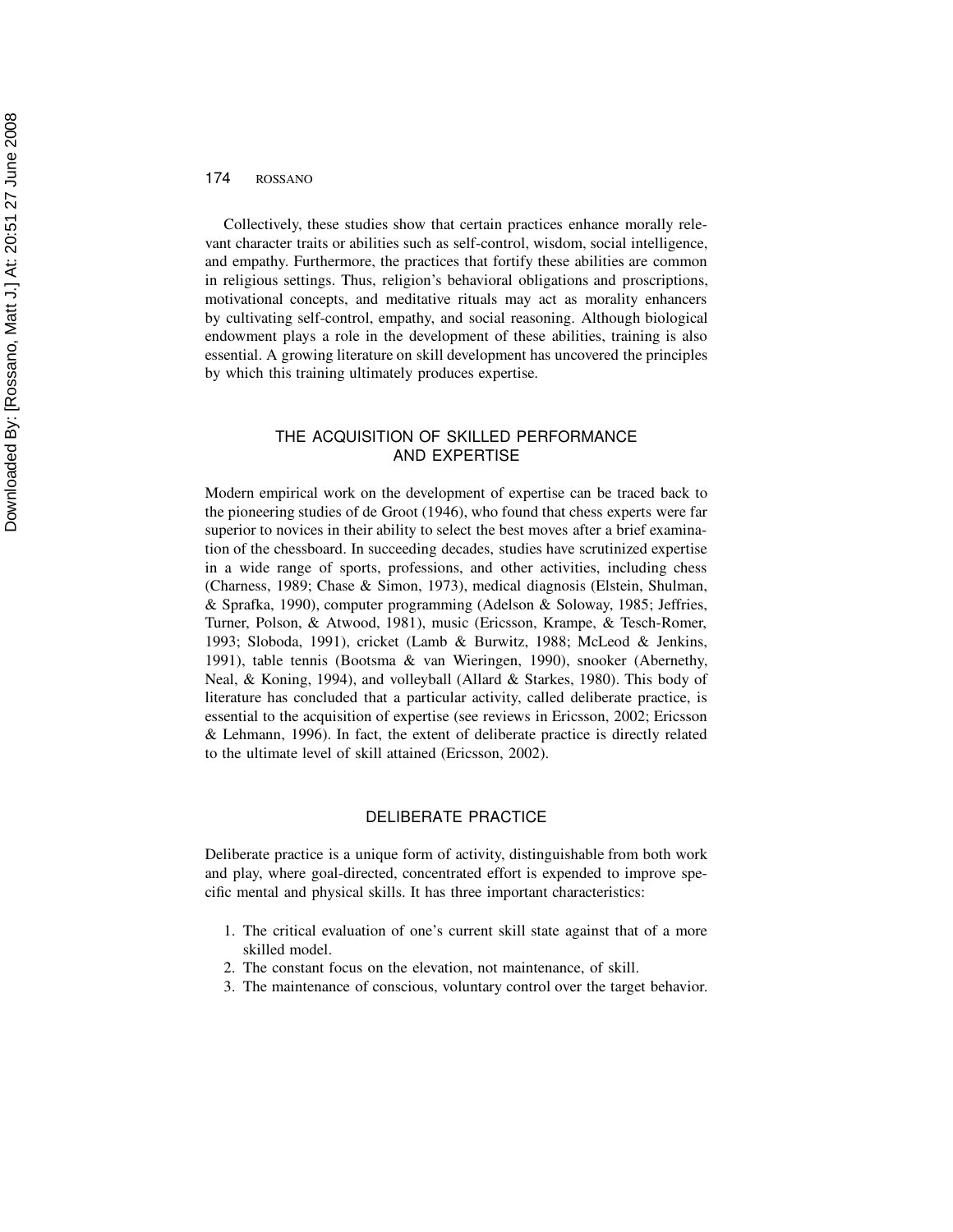Collectively, these studies show that certain practices enhance morally relevant character traits or abilities such as self-control, wisdom, social intelligence, and empathy. Furthermore, the practices that fortify these abilities are common in religious settings. Thus, religion's behavioral obligations and proscriptions, motivational concepts, and meditative rituals may act as morality enhancers by cultivating self-control, empathy, and social reasoning. Although biological endowment plays a role in the development of these abilities, training is also essential. A growing literature on skill development has uncovered the principles by which this training ultimately produces expertise.

## THE ACQUISITION OF SKILLED PERFORMANCE AND EXPERTISE

Modern empirical work on the development of expertise can be traced back to the pioneering studies of de Groot (1946), who found that chess experts were far superior to novices in their ability to select the best moves after a brief examination of the chessboard. In succeeding decades, studies have scrutinized expertise in a wide range of sports, professions, and other activities, including chess (Charness, 1989; Chase & Simon, 1973), medical diagnosis (Elstein, Shulman, & Sprafka, 1990), computer programming (Adelson & Soloway, 1985; Jeffries, Turner, Polson, & Atwood, 1981), music (Ericsson, Krampe, & Tesch-Romer, 1993; Sloboda, 1991), cricket (Lamb & Burwitz, 1988; McLeod & Jenkins, 1991), table tennis (Bootsma & van Wieringen, 1990), snooker (Abernethy, Neal, & Koning, 1994), and volleyball (Allard & Starkes, 1980). This body of literature has concluded that a particular activity, called deliberate practice, is essential to the acquisition of expertise (see reviews in Ericsson, 2002; Ericsson & Lehmann, 1996). In fact, the extent of deliberate practice is directly related to the ultimate level of skill attained (Ericsson, 2002).

## DELIBERATE PRACTICE

Deliberate practice is a unique form of activity, distinguishable from both work and play, where goal-directed, concentrated effort is expended to improve specific mental and physical skills. It has three important characteristics:

1. The critical evaluation of one's current skill state against that of a more skilled model.
2. The constant focus on the elevation, not maintenance, of skill.
3. The maintenance of conscious, voluntary control over the target behavior.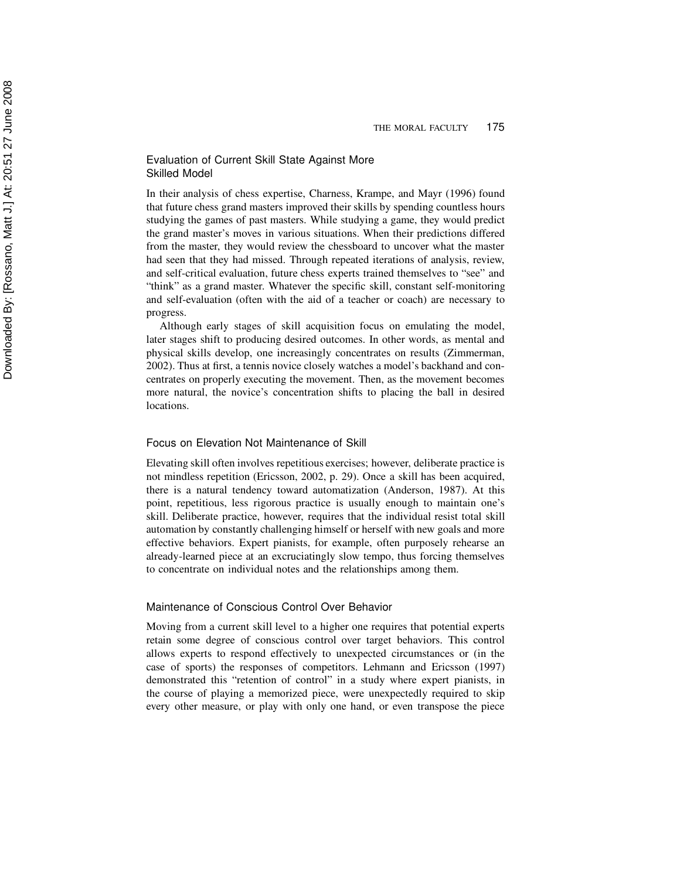### Evaluation of Current Skill State Against More Skilled Model

In their analysis of chess expertise, Charness, Krampe, and Mayr (1996) found that future chess grand masters improved their skills by spending countless hours studying the games of past masters. While studying a game, they would predict the grand master's moves in various situations. When their predictions differed from the master, they would review the chessboard to uncover what the master had seen that they had missed. Through repeated iterations of analysis, review, and self-critical evaluation, future chess experts trained themselves to "see" and "think" as a grand master. Whatever the specific skill, constant self-monitoring and self-evaluation (often with the aid of a teacher or coach) are necessary to progress.

Although early stages of skill acquisition focus on emulating the model, later stages shift to producing desired outcomes. In other words, as mental and physical skills develop, one increasingly concentrates on results (Zimmerman, 2002). Thus at first, a tennis novice closely watches a model's backhand and concentrates on properly executing the movement. Then, as the movement becomes more natural, the novice's concentration shifts to placing the ball in desired locations.

### Focus on Elevation Not Maintenance of Skill

Elevating skill often involves repetitious exercises; however, deliberate practice is not mindless repetition (Ericsson, 2002, p. 29). Once a skill has been acquired, there is a natural tendency toward automatization (Anderson, 1987). At this point, repetitious, less rigorous practice is usually enough to maintain one's skill. Deliberate practice, however, requires that the individual resist total skill automation by constantly challenging himself or herself with new goals and more effective behaviors. Expert pianists, for example, often purposely rehearse an already-learned piece at an excruciatingly slow tempo, thus forcing themselves to concentrate on individual notes and the relationships among them.

### Maintenance of Conscious Control Over Behavior

Moving from a current skill level to a higher one requires that potential experts retain some degree of conscious control over target behaviors. This control allows experts to respond effectively to unexpected circumstances or (in the case of sports) the responses of competitors. Lehmann and Ericsson (1997) demonstrated this "retention of control" in a study where expert pianists, in the course of playing a memorized piece, were unexpectedly required to skip every other measure, or play with only one hand, or even transpose the piece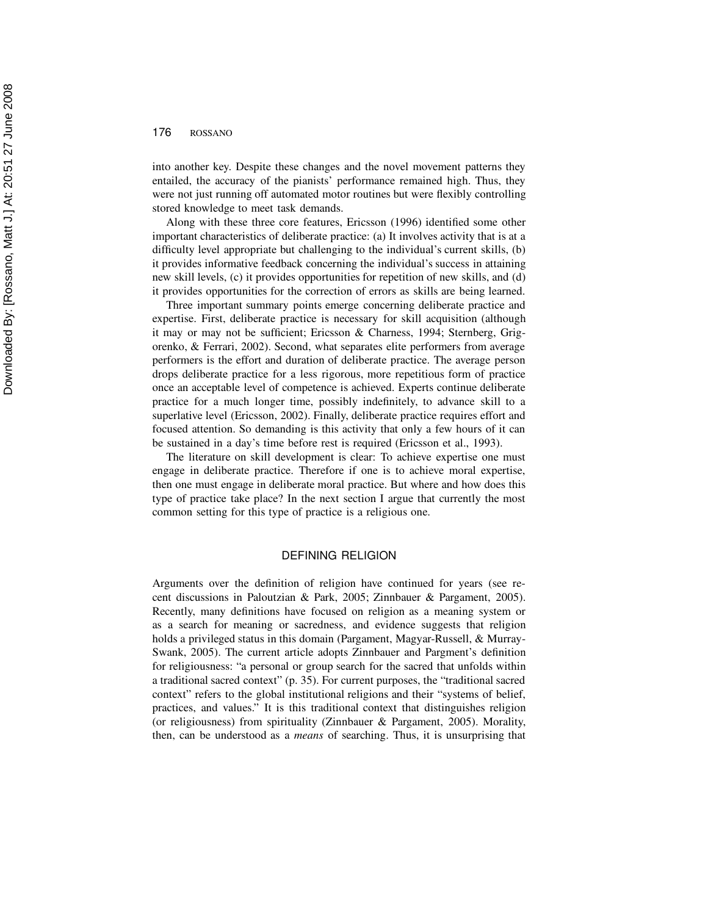into another key. Despite these changes and the novel movement patterns they entailed, the accuracy of the pianists' performance remained high. Thus, they were not just running off automated motor routines but were flexibly controlling stored knowledge to meet task demands.

Along with these three core features, Ericsson (1996) identified some other important characteristics of deliberate practice: (a) It involves activity that is at a difficulty level appropriate but challenging to the individual's current skills, (b) it provides informative feedback concerning the individual's success in attaining new skill levels, (c) it provides opportunities for repetition of new skills, and (d) it provides opportunities for the correction of errors as skills are being learned.

Three important summary points emerge concerning deliberate practice and expertise. First, deliberate practice is necessary for skill acquisition (although it may or may not be sufficient; Ericsson & Charness, 1994; Sternberg, Grigorenko, & Ferrari, 2002). Second, what separates elite performers from average performers is the effort and duration of deliberate practice. The average person drops deliberate practice for a less rigorous, more repetitious form of practice once an acceptable level of competence is achieved. Experts continue deliberate practice for a much longer time, possibly indefinitely, to advance skill to a superlative level (Ericsson, 2002). Finally, deliberate practice requires effort and focused attention. So demanding is this activity that only a few hours of it can be sustained in a day's time before rest is required (Ericsson et al., 1993).

The literature on skill development is clear: To achieve expertise one must engage in deliberate practice. Therefore if one is to achieve moral expertise, then one must engage in deliberate moral practice. But where and how does this type of practice take place? In the next section I argue that currently the most common setting for this type of practice is a religious one.

## DEFINING RELIGION

Arguments over the definition of religion have continued for years (see recent discussions in Paloutzian & Park, 2005; Zinnbauer & Pargament, 2005). Recently, many definitions have focused on religion as a meaning system or as a search for meaning or sacredness, and evidence suggests that religion holds a privileged status in this domain (Pargament, Magyar-Russell, & Murray-Swank, 2005). The current article adopts Zinnbauer and Pargment's definition for religiousness: "a personal or group search for the sacred that unfolds within a traditional sacred context" (p. 35). For current purposes, the "traditional sacred context" refers to the global institutional religions and their "systems of belief, practices, and values." It is this traditional context that distinguishes religion (or religiousness) from spirituality (Zinnbauer & Pargament, 2005). Morality, then, can be understood as a *means* of searching. Thus, it is unsurprising that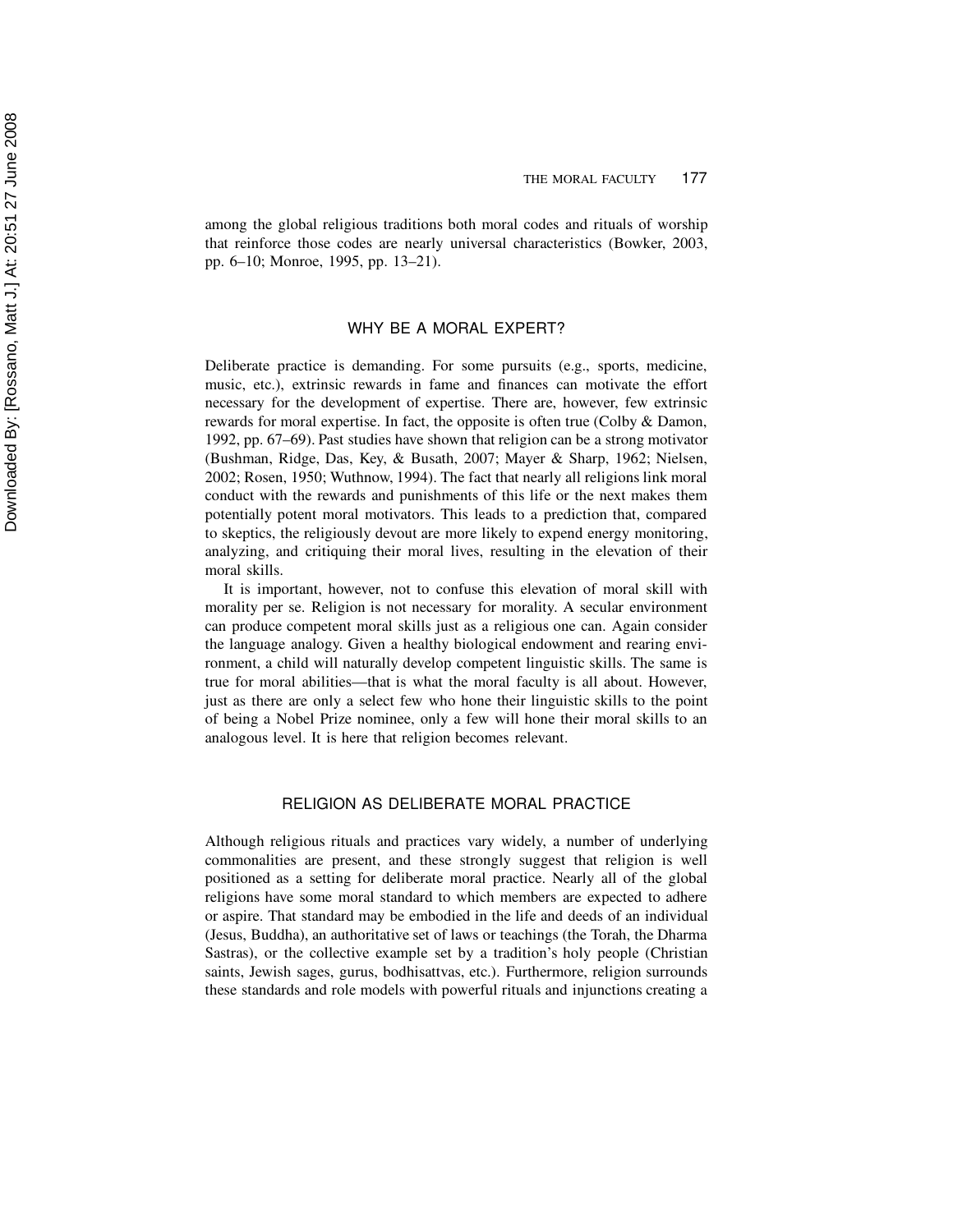among the global religious traditions both moral codes and rituals of worship that reinforce those codes are nearly universal characteristics (Bowker, 2003, pp. 6–10; Monroe, 1995, pp. 13–21).

## WHY BE A MORAL EXPERT?

Deliberate practice is demanding. For some pursuits (e.g., sports, medicine, music, etc.), extrinsic rewards in fame and finances can motivate the effort necessary for the development of expertise. There are, however, few extrinsic rewards for moral expertise. In fact, the opposite is often true (Colby & Damon, 1992, pp. 67–69). Past studies have shown that religion can be a strong motivator (Bushman, Ridge, Das, Key, & Busath, 2007; Mayer & Sharp, 1962; Nielsen, 2002; Rosen, 1950; Wuthnow, 1994). The fact that nearly all religions link moral conduct with the rewards and punishments of this life or the next makes them potentially potent moral motivators. This leads to a prediction that, compared to skeptics, the religiously devout are more likely to expend energy monitoring, analyzing, and critiquing their moral lives, resulting in the elevation of their moral skills.

It is important, however, not to confuse this elevation of moral skill with morality per se. Religion is not necessary for morality. A secular environment can produce competent moral skills just as a religious one can. Again consider the language analogy. Given a healthy biological endowment and rearing environment, a child will naturally develop competent linguistic skills. The same is true for moral abilities—that is what the moral faculty is all about. However, just as there are only a select few who hone their linguistic skills to the point of being a Nobel Prize nominee, only a few will hone their moral skills to an analogous level. It is here that religion becomes relevant.

## RELIGION AS DELIBERATE MORAL PRACTICE

Although religious rituals and practices vary widely, a number of underlying commonalities are present, and these strongly suggest that religion is well positioned as a setting for deliberate moral practice. Nearly all of the global religions have some moral standard to which members are expected to adhere or aspire. That standard may be embodied in the life and deeds of an individual (Jesus, Buddha), an authoritative set of laws or teachings (the Torah, the Dharma Sastras), or the collective example set by a tradition's holy people (Christian saints, Jewish sages, gurus, bodhisattvas, etc.). Furthermore, religion surrounds these standards and role models with powerful rituals and injunctions creating a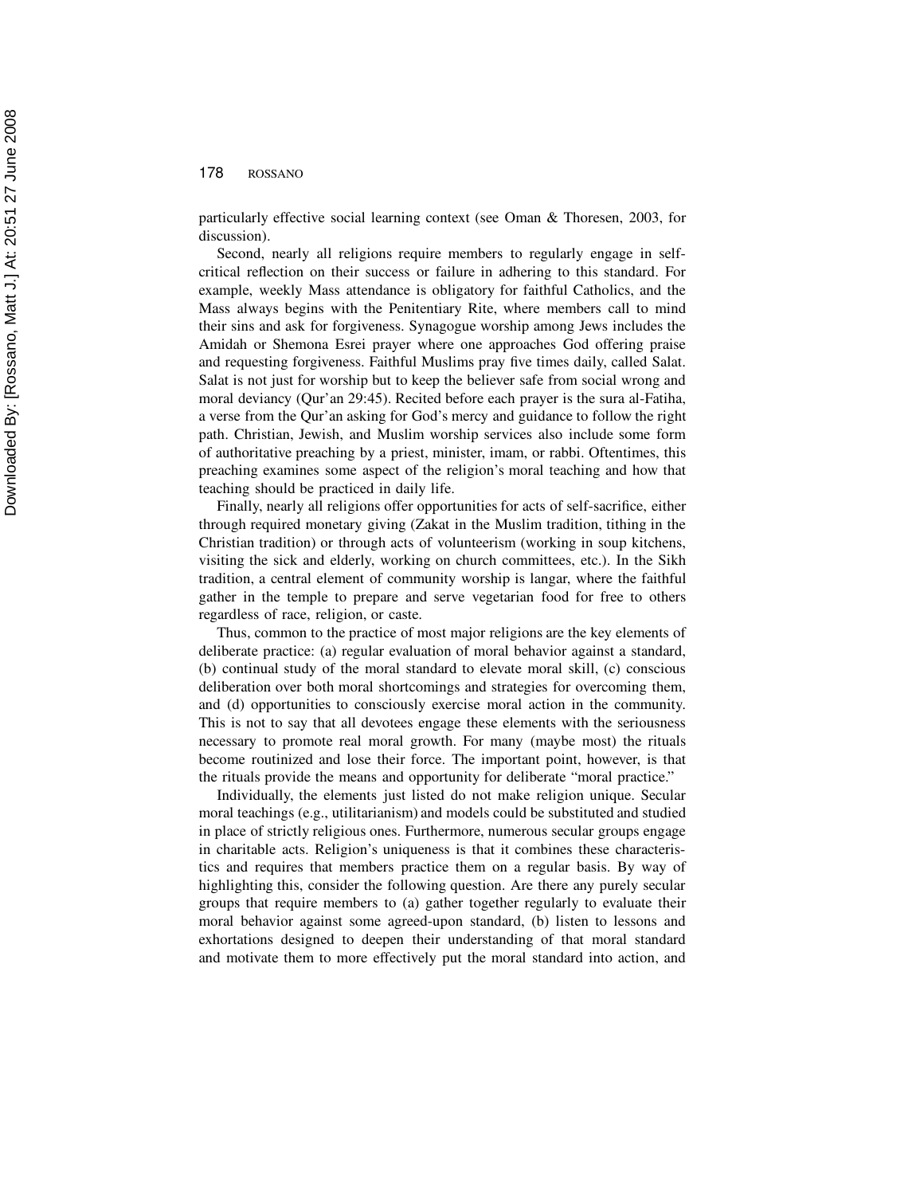particularly effective social learning context (see Oman & Thoresen, 2003, for discussion).

Second, nearly all religions require members to regularly engage in self-critical reflection on their success or failure in adhering to this standard. For example, weekly Mass attendance is obligatory for faithful Catholics, and the Mass always begins with the Penitentiary Rite, where members call to mind their sins and ask for forgiveness. Synagogue worship among Jews includes the Amidah or Shemona Esrei prayer where one approaches God offering praise and requesting forgiveness. Faithful Muslims pray five times daily, called Salat. Salat is not just for worship but to keep the believer safe from social wrong and moral deviancy (Qur'an 29:45). Recited before each prayer is the sura al-Fatiha, a verse from the Qur'an asking for God's mercy and guidance to follow the right path. Christian, Jewish, and Muslim worship services also include some form of authoritative preaching by a priest, minister, imam, or rabbi. Oftentimes, this preaching examines some aspect of the religion's moral teaching and how that teaching should be practiced in daily life.

Finally, nearly all religions offer opportunities for acts of self-sacrifice, either through required monetary giving (Zakat in the Muslim tradition, tithing in the Christian tradition) or through acts of volunteerism (working in soup kitchens, visiting the sick and elderly, working on church committees, etc.). In the Sikh tradition, a central element of community worship is langar, where the faithful gather in the temple to prepare and serve vegetarian food for free to others regardless of race, religion, or caste.

Thus, common to the practice of most major religions are the key elements of deliberate practice: (a) regular evaluation of moral behavior against a standard, (b) continual study of the moral standard to elevate moral skill, (c) conscious deliberation over both moral shortcomings and strategies for overcoming them, and (d) opportunities to consciously exercise moral action in the community. This is not to say that all devotees engage these elements with the seriousness necessary to promote real moral growth. For many (maybe most) the rituals become routinized and lose their force. The important point, however, is that the rituals provide the means and opportunity for deliberate "moral practice."

Individually, the elements just listed do not make religion unique. Secular moral teachings (e.g., utilitarianism) and models could be substituted and studied in place of strictly religious ones. Furthermore, numerous secular groups engage in charitable acts. Religion's uniqueness is that it combines these characteristics and requires that members practice them on a regular basis. By way of highlighting this, consider the following question. Are there any purely secular groups that require members to (a) gather together regularly to evaluate their moral behavior against some agreed-upon standard, (b) listen to lessons and exhortations designed to deepen their understanding of that moral standard and motivate them to more effectively put the moral standard into action, and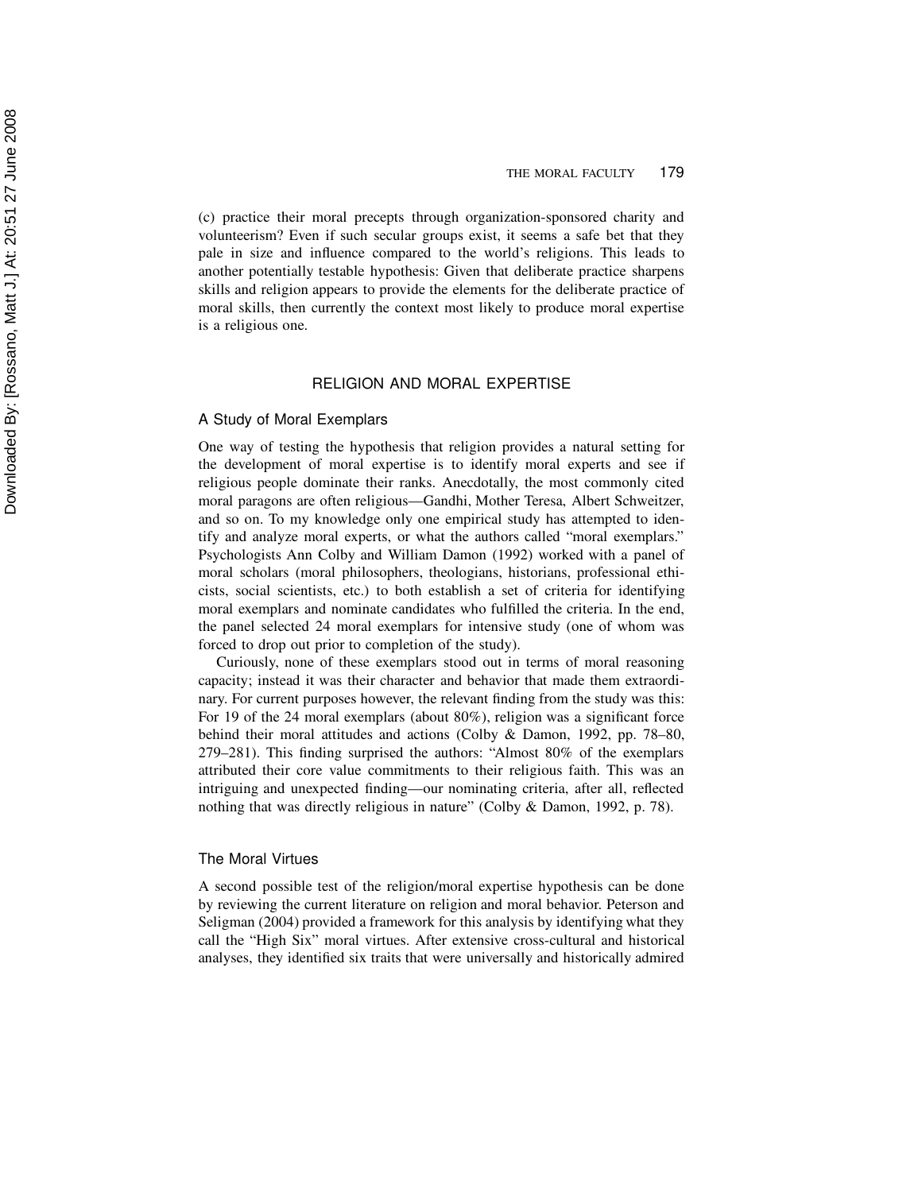(c) practice their moral precepts through organization-sponsored charity and volunteerism? Even if such secular groups exist, it seems a safe bet that they pale in size and influence compared to the world's religions. This leads to another potentially testable hypothesis: Given that deliberate practice sharpens skills and religion appears to provide the elements for the deliberate practice of moral skills, then currently the context most likely to produce moral expertise is a religious one.

## RELIGION AND MORAL EXPERTISE

### A Study of Moral Exemplars

One way of testing the hypothesis that religion provides a natural setting for the development of moral expertise is to identify moral experts and see if religious people dominate their ranks. Anecdotally, the most commonly cited moral paragons are often religious—Gandhi, Mother Teresa, Albert Schweitzer, and so on. To my knowledge only one empirical study has attempted to identify and analyze moral experts, or what the authors called "moral exemplars." Psychologists Ann Colby and William Damon (1992) worked with a panel of moral scholars (moral philosophers, theologians, historians, professional ethicists, social scientists, etc.) to both establish a set of criteria for identifying moral exemplars and nominate candidates who fulfilled the criteria. In the end, the panel selected 24 moral exemplars for intensive study (one of whom was forced to drop out prior to completion of the study).

Curiously, none of these exemplars stood out in terms of moral reasoning capacity; instead it was their character and behavior that made them extraordinary. For current purposes however, the relevant finding from the study was this: For 19 of the 24 moral exemplars (about 80%), religion was a significant force behind their moral attitudes and actions (Colby & Damon, 1992, pp. 78–80, 279–281). This finding surprised the authors: "Almost 80% of the exemplars attributed their core value commitments to their religious faith. This was an intriguing and unexpected finding—our nominating criteria, after all, reflected nothing that was directly religious in nature" (Colby & Damon, 1992, p. 78).

### The Moral Virtues

A second possible test of the religion/moral expertise hypothesis can be done by reviewing the current literature on religion and moral behavior. Peterson and Seligman (2004) provided a framework for this analysis by identifying what they call the "High Six" moral virtues. After extensive cross-cultural and historical analyses, they identified six traits that were universally and historically admired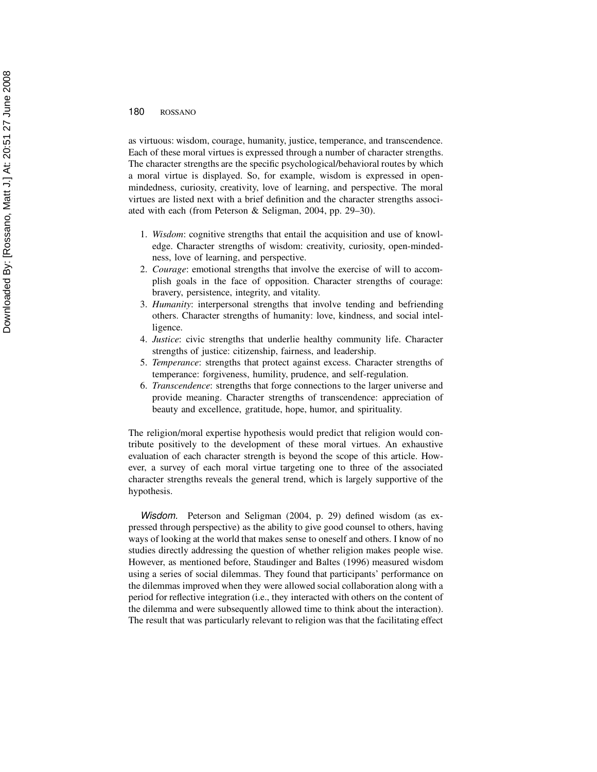as virtuous: wisdom, courage, humanity, justice, temperance, and transcendence. Each of these moral virtues is expressed through a number of character strengths. The character strengths are the specific psychological/behavioral routes by which a moral virtue is displayed. So, for example, wisdom is expressed in open-mindedness, curiosity, creativity, love of learning, and perspective. The moral virtues are listed next with a brief definition and the character strengths associated with each (from Peterson & Seligman, 2004, pp. 29–30).

1. *Wisdom*: cognitive strengths that entail the acquisition and use of knowledge. Character strengths of wisdom: creativity, curiosity, open-mindedness, love of learning, and perspective.
2. *Courage*: emotional strengths that involve the exercise of will to accomplish goals in the face of opposition. Character strengths of courage: bravery, persistence, integrity, and vitality.
3. *Humanity*: interpersonal strengths that involve tending and befriending others. Character strengths of humanity: love, kindness, and social intelligence.
4. *Justice*: civic strengths that underlie healthy community life. Character strengths of justice: citizenship, fairness, and leadership.
5. *Temperance*: strengths that protect against excess. Character strengths of temperance: forgiveness, humility, prudence, and self-regulation.
6. *Transcendence*: strengths that forge connections to the larger universe and provide meaning. Character strengths of transcendence: appreciation of beauty and excellence, gratitude, hope, humor, and spirituality.

The religion/moral expertise hypothesis would predict that religion would contribute positively to the development of these moral virtues. An exhaustive evaluation of each character strength is beyond the scope of this article. However, a survey of each moral virtue targeting one to three of the associated character strengths reveals the general trend, which is largely supportive of the hypothesis.

*Wisdom.* Peterson and Seligman (2004, p. 29) defined wisdom (as expressed through perspective) as the ability to give good counsel to others, having ways of looking at the world that makes sense to oneself and others. I know of no studies directly addressing the question of whether religion makes people wise. However, as mentioned before, Staudinger and Baltes (1996) measured wisdom using a series of social dilemmas. They found that participants' performance on the dilemmas improved when they were allowed social collaboration along with a period for reflective integration (i.e., they interacted with others on the content of the dilemma and were subsequently allowed time to think about the interaction). The result that was particularly relevant to religion was that the facilitating effect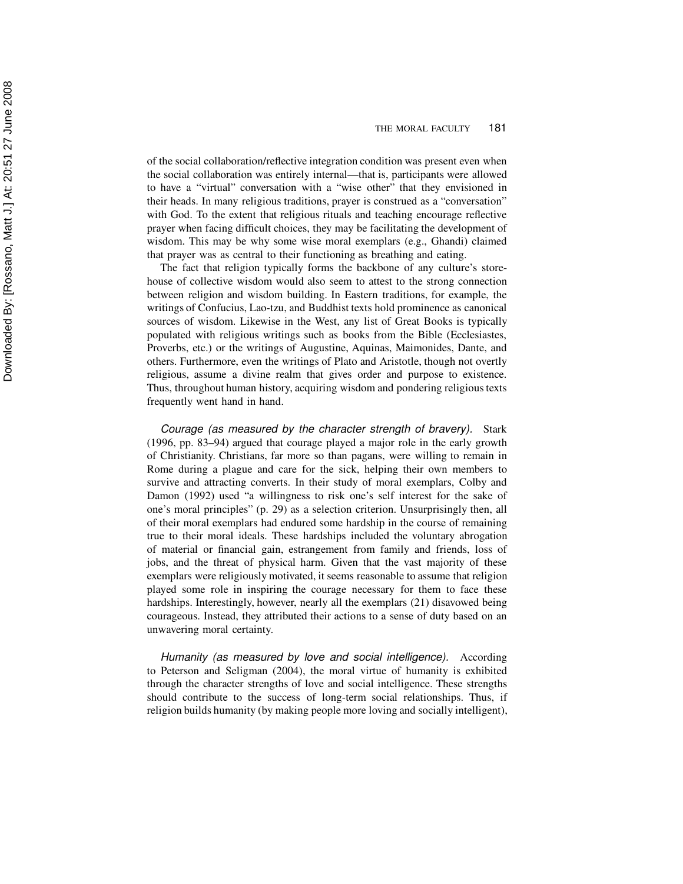of the social collaboration/reflective integration condition was present even when the social collaboration was entirely internal—that is, participants were allowed to have a "virtual" conversation with a "wise other" that they envisioned in their heads. In many religious traditions, prayer is construed as a "conversation" with God. To the extent that religious rituals and teaching encourage reflective prayer when facing difficult choices, they may be facilitating the development of wisdom. This may be why some wise moral exemplars (e.g., Ghandi) claimed that prayer was as central to their functioning as breathing and eating.

The fact that religion typically forms the backbone of any culture's storehouse of collective wisdom would also seem to attest to the strong connection between religion and wisdom building. In Eastern traditions, for example, the writings of Confucius, Lao-tzu, and Buddhist texts hold prominence as canonical sources of wisdom. Likewise in the West, any list of Great Books is typically populated with religious writings such as books from the Bible (Ecclesiastes, Proverbs, etc.) or the writings of Augustine, Aquinas, Maimonides, Dante, and others. Furthermore, even the writings of Plato and Aristotle, though not overtly religious, assume a divine realm that gives order and purpose to existence. Thus, throughout human history, acquiring wisdom and pondering religious texts frequently went hand in hand.

*Courage (as measured by the character strength of bravery).* Stark (1996, pp. 83–94) argued that courage played a major role in the early growth of Christianity. Christians, far more so than pagans, were willing to remain in Rome during a plague and care for the sick, helping their own members to survive and attracting converts. In their study of moral exemplars, Colby and Damon (1992) used "a willingness to risk one's self interest for the sake of one's moral principles" (p. 29) as a selection criterion. Unsurprisingly then, all of their moral exemplars had endured some hardship in the course of remaining true to their moral ideals. These hardships included the voluntary abrogation of material or financial gain, estrangement from family and friends, loss of jobs, and the threat of physical harm. Given that the vast majority of these exemplars were religiously motivated, it seems reasonable to assume that religion played some role in inspiring the courage necessary for them to face these hardships. Interestingly, however, nearly all the exemplars (21) disavowed being courageous. Instead, they attributed their actions to a sense of duty based on an unwavering moral certainty.

*Humanity (as measured by love and social intelligence).* According to Peterson and Seligman (2004), the moral virtue of humanity is exhibited through the character strengths of love and social intelligence. These strengths should contribute to the success of long-term social relationships. Thus, if religion builds humanity (by making people more loving and socially intelligent),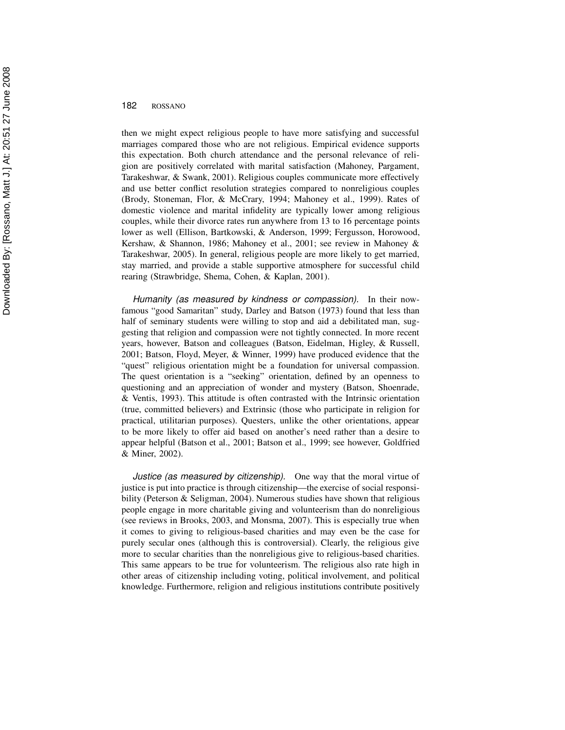then we might expect religious people to have more satisfying and successful marriages compared those who are not religious. Empirical evidence supports this expectation. Both church attendance and the personal relevance of religion are positively correlated with marital satisfaction (Mahoney, Pargament, Tarakeshwar, & Swank, 2001). Religious couples communicate more effectively and use better conflict resolution strategies compared to nonreligious couples (Brody, Stoneman, Flor, & McCrary, 1994; Mahoney et al., 1999). Rates of domestic violence and marital infidelity are typically lower among religious couples, while their divorce rates run anywhere from 13 to 16 percentage points lower as well (Ellison, Bartkowski, & Anderson, 1999; Fergusson, Horowood, Kershaw, & Shannon, 1986; Mahoney et al., 2001; see review in Mahoney & Tarakeshwar, 2005). In general, religious people are more likely to get married, stay married, and provide a stable supportive atmosphere for successful child rearing (Strawbridge, Shema, Cohen, & Kaplan, 2001).

*Humanity (as measured by kindness or compassion).* In their now-famous "good Samaritan" study, Darley and Batson (1973) found that less than half of seminary students were willing to stop and aid a debilitated man, suggesting that religion and compassion were not tightly connected. In more recent years, however, Batson and colleagues (Batson, Eidelman, Higley, & Russell, 2001; Batson, Floyd, Meyer, & Winner, 1999) have produced evidence that the "quest" religious orientation might be a foundation for universal compassion. The quest orientation is a "seeking" orientation, defined by an openness to questioning and an appreciation of wonder and mystery (Batson, Shoenrade, & Ventis, 1993). This attitude is often contrasted with the Intrinsic orientation (true, committed believers) and Extrinsic (those who participate in religion for practical, utilitarian purposes). Questers, unlike the other orientations, appear to be more likely to offer aid based on another's need rather than a desire to appear helpful (Batson et al., 2001; Batson et al., 1999; see however, Goldfried & Miner, 2002).

*Justice (as measured by citizenship).* One way that the moral virtue of justice is put into practice is through citizenship—the exercise of social responsibility (Peterson & Seligman, 2004). Numerous studies have shown that religious people engage in more charitable giving and volunteerism than do nonreligious (see reviews in Brooks, 2003, and Monsma, 2007). This is especially true when it comes to giving to religious-based charities and may even be the case for purely secular ones (although this is controversial). Clearly, the religious give more to secular charities than the nonreligious give to religious-based charities. This same appears to be true for volunteerism. The religious also rate high in other areas of citizenship including voting, political involvement, and political knowledge. Furthermore, religion and religious institutions contribute positively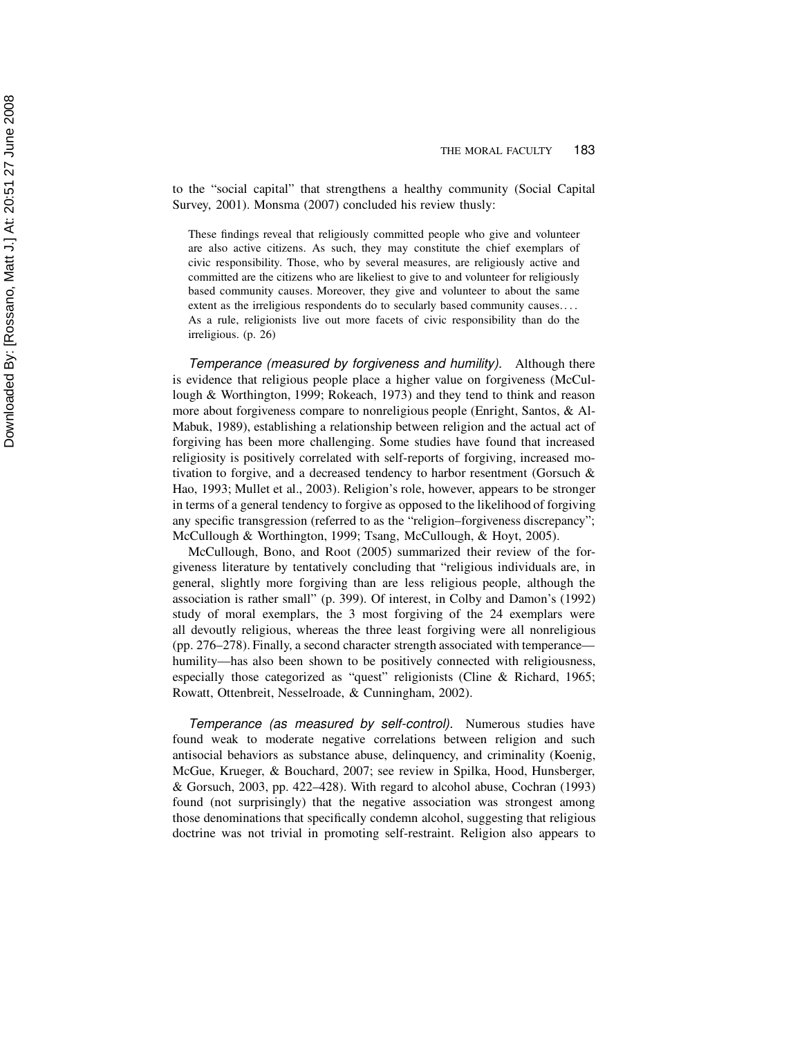to the "social capital" that strengthens a healthy community (Social Capital Survey, 2001). Monsma (2007) concluded his review thusly:

> These findings reveal that religiously committed people who give and volunteer are also active citizens. As such, they may constitute the chief exemplars of civic responsibility. Those, who by several measures, are religiously active and committed are the citizens who are likeliest to give to and volunteer for religiously based community causes. Moreover, they give and volunteer to about the same extent as the irreligious respondents do to secularly based community causes. . . . As a rule, religionists live out more facets of civic responsibility than do the irreligious. (p. 26)

*Temperance (measured by forgiveness and humility).* Although there is evidence that religious people place a higher value on forgiveness (McCullough & Worthington, 1999; Rokeach, 1973) and they tend to think and reason more about forgiveness compare to nonreligious people (Enright, Santos, & Al-Mabuk, 1989), establishing a relationship between religion and the actual act of forgiving has been more challenging. Some studies have found that increased religiosity is positively correlated with self-reports of forgiving, increased motivation to forgive, and a decreased tendency to harbor resentment (Gorsuch & Hao, 1993; Mullet et al., 2003). Religion's role, however, appears to be stronger in terms of a general tendency to forgive as opposed to the likelihood of forgiving any specific transgression (referred to as the "religion–forgiveness discrepancy"; McCullough & Worthington, 1999; Tsang, McCullough, & Hoyt, 2005).

McCullough, Bono, and Root (2005) summarized their review of the forgiveness literature by tentatively concluding that "religious individuals are, in general, slightly more forgiving than are less religious people, although the association is rather small" (p. 399). Of interest, in Colby and Damon's (1992) study of moral exemplars, the 3 most forgiving of the 24 exemplars were all devoutly religious, whereas the three least forgiving were all nonreligious (pp. 276–278). Finally, a second character strength associated with temperance—humility—has also been shown to be positively connected with religiousness, especially those categorized as "quest" religionists (Cline & Richard, 1965; Rowatt, Ottenbreit, Nesselroade, & Cunningham, 2002).

*Temperance (as measured by self-control).* Numerous studies have found weak to moderate negative correlations between religion and such antisocial behaviors as substance abuse, delinquency, and criminality (Koenig, McGue, Krueger, & Bouchard, 2007; see review in Spilka, Hood, Hunsberger, & Gorsuch, 2003, pp. 422–428). With regard to alcohol abuse, Cochran (1993) found (not surprisingly) that the negative association was strongest among those denominations that specifically condemn alcohol, suggesting that religious doctrine was not trivial in promoting self-restraint. Religion also appears to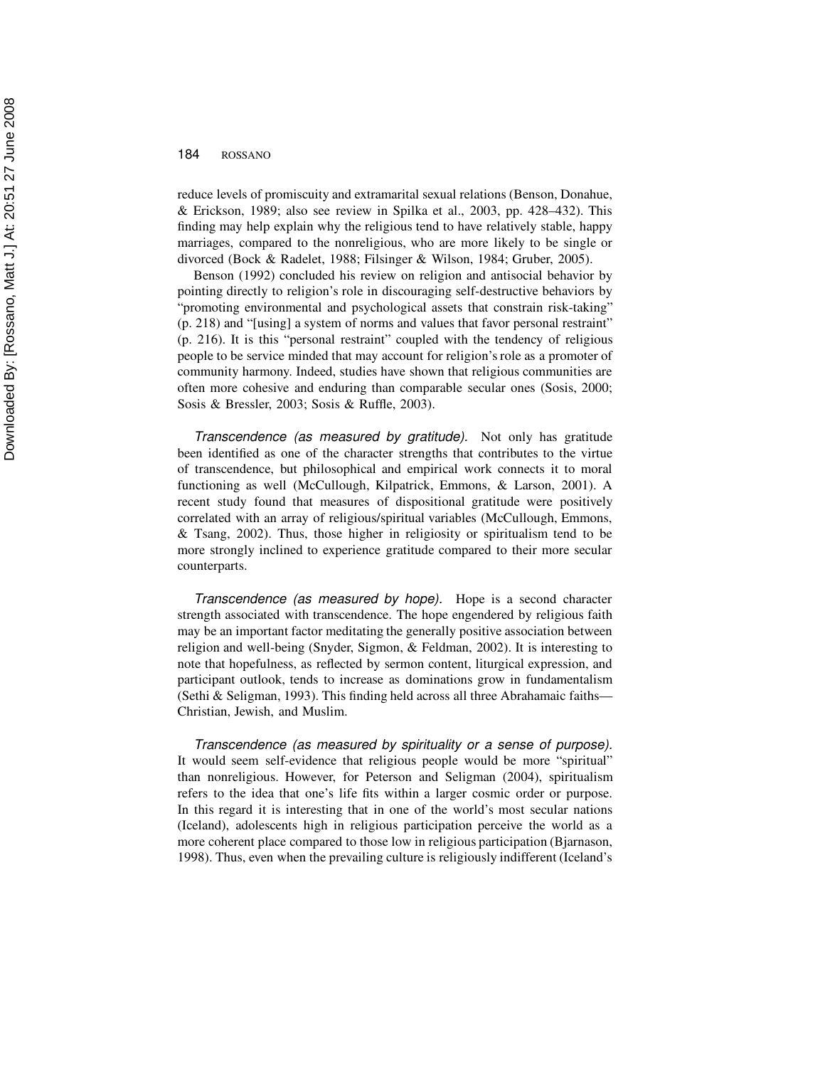reduce levels of promiscuity and extramarital sexual relations (Benson, Donahue, & Erickson, 1989; also see review in Spilka et al., 2003, pp. 428–432). This finding may help explain why the religious tend to have relatively stable, happy marriages, compared to the nonreligious, who are more likely to be single or divorced (Bock & Radelet, 1988; Filsinger & Wilson, 1984; Gruber, 2005).

Benson (1992) concluded his review on religion and antisocial behavior by pointing directly to religion's role in discouraging self-destructive behaviors by "promoting environmental and psychological assets that constrain risk-taking" (p. 218) and "[using] a system of norms and values that favor personal restraint" (p. 216). It is this "personal restraint" coupled with the tendency of religious people to be service minded that may account for religion's role as a promoter of community harmony. Indeed, studies have shown that religious communities are often more cohesive and enduring than comparable secular ones (Sosis, 2000; Sosis & Bressler, 2003; Sosis & Ruffle, 2003).

*Transcendence (as measured by gratitude).* Not only has gratitude been identified as one of the character strengths that contributes to the virtue of transcendence, but philosophical and empirical work connects it to moral functioning as well (McCullough, Kilpatrick, Emmons, & Larson, 2001). A recent study found that measures of dispositional gratitude were positively correlated with an array of religious/spiritual variables (McCullough, Emmons, & Tsang, 2002). Thus, those higher in religiosity or spiritualism tend to be more strongly inclined to experience gratitude compared to their more secular counterparts.

*Transcendence (as measured by hope).* Hope is a second character strength associated with transcendence. The hope engendered by religious faith may be an important factor meditating the generally positive association between religion and well-being (Snyder, Sigmon, & Feldman, 2002). It is interesting to note that hopefulness, as reflected by sermon content, liturgical expression, and participant outlook, tends to increase as dominations grow in fundamentalism (Sethi & Seligman, 1993). This finding held across all three Abrahamaic faiths—Christian, Jewish, and Muslim.

*Transcendence (as measured by spirituality or a sense of purpose).* It would seem self-evidence that religious people would be more "spiritual" than nonreligious. However, for Peterson and Seligman (2004), spiritualism refers to the idea that one's life fits within a larger cosmic order or purpose. In this regard it is interesting that in one of the world's most secular nations (Iceland), adolescents high in religious participation perceive the world as a more coherent place compared to those low in religious participation (Bjarnason, 1998). Thus, even when the prevailing culture is religiously indifferent (Iceland's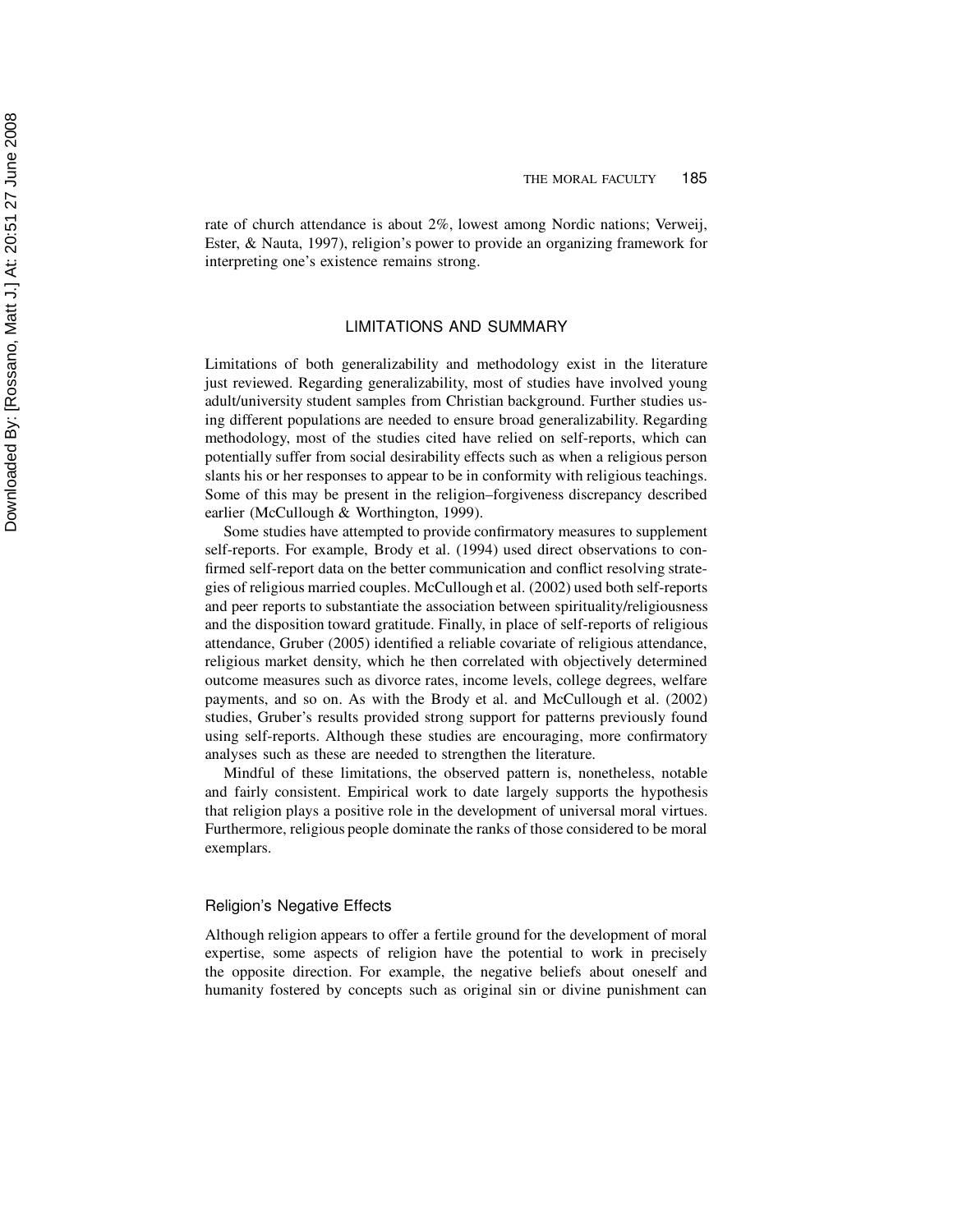rate of church attendance is about 2%, lowest among Nordic nations; Verweij, Ester, & Nauta, 1997), religion's power to provide an organizing framework for interpreting one's existence remains strong.

## LIMITATIONS AND SUMMARY

Limitations of both generalizability and methodology exist in the literature just reviewed. Regarding generalizability, most of studies have involved young adult/university student samples from Christian background. Further studies using different populations are needed to ensure broad generalizability. Regarding methodology, most of the studies cited have relied on self-reports, which can potentially suffer from social desirability effects such as when a religious person slants his or her responses to appear to be in conformity with religious teachings. Some of this may be present in the religion–forgiveness discrepancy described earlier (McCullough & Worthington, 1999).

Some studies have attempted to provide confirmatory measures to supplement self-reports. For example, Brody et al. (1994) used direct observations to confirmed self-report data on the better communication and conflict resolving strategies of religious married couples. McCullough et al. (2002) used both self-reports and peer reports to substantiate the association between spirituality/religiousness and the disposition toward gratitude. Finally, in place of self-reports of religious attendance, Gruber (2005) identified a reliable covariate of religious attendance, religious market density, which he then correlated with objectively determined outcome measures such as divorce rates, income levels, college degrees, welfare payments, and so on. As with the Brody et al. and McCullough et al. (2002) studies, Gruber's results provided strong support for patterns previously found using self-reports. Although these studies are encouraging, more confirmatory analyses such as these are needed to strengthen the literature.

Mindful of these limitations, the observed pattern is, nonetheless, notable and fairly consistent. Empirical work to date largely supports the hypothesis that religion plays a positive role in the development of universal moral virtues. Furthermore, religious people dominate the ranks of those considered to be moral exemplars.

### Religion's Negative Effects

Although religion appears to offer a fertile ground for the development of moral expertise, some aspects of religion have the potential to work in precisely the opposite direction. For example, the negative beliefs about oneself and humanity fostered by concepts such as original sin or divine punishment can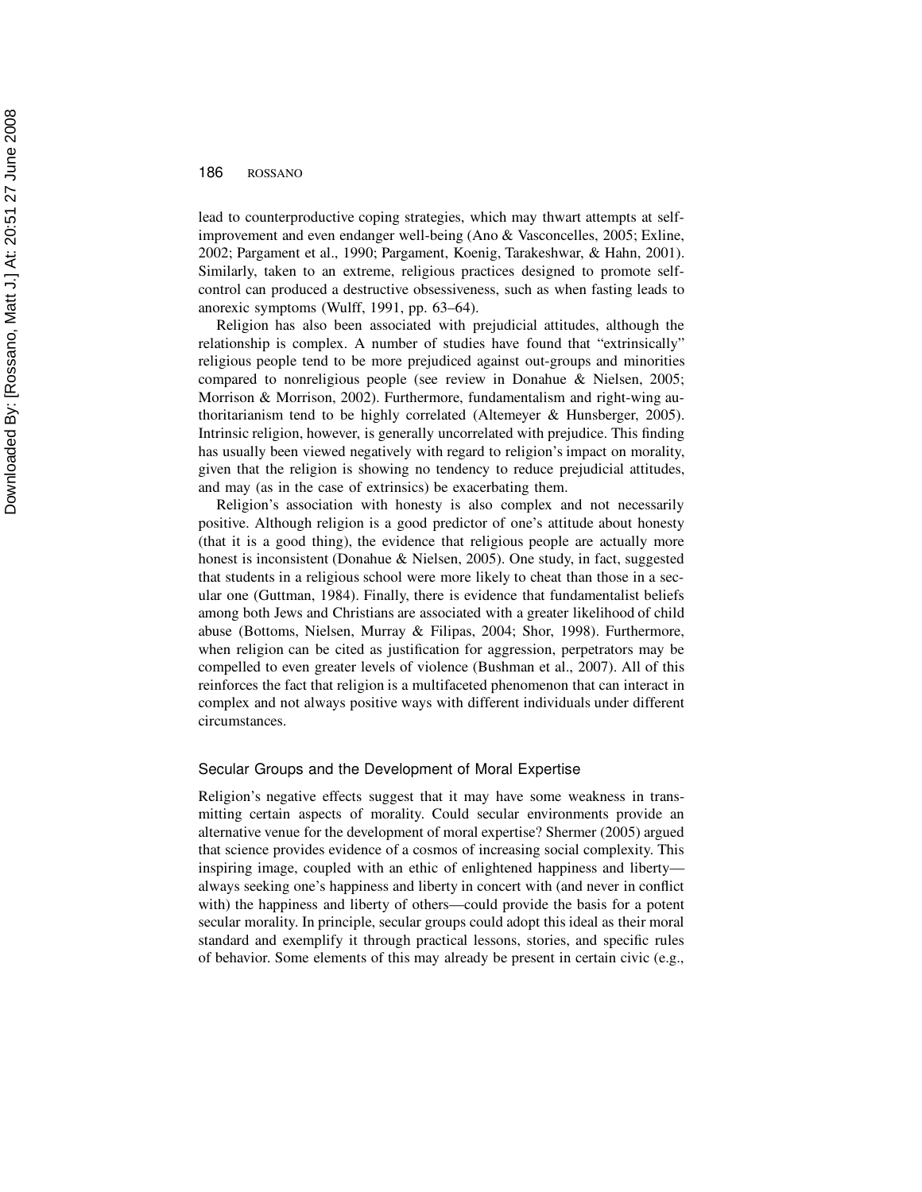lead to counterproductive coping strategies, which may thwart attempts at self-improvement and even endanger well-being (Ano & Vasconcelles, 2005; Exline, 2002; Pargament et al., 1990; Pargament, Koenig, Tarakeshwar, & Hahn, 2001). Similarly, taken to an extreme, religious practices designed to promote self-control can produced a destructive obsessiveness, such as when fasting leads to anorexic symptoms (Wulff, 1991, pp. 63–64).

Religion has also been associated with prejudicial attitudes, although the relationship is complex. A number of studies have found that "extrinsically" religious people tend to be more prejudiced against out-groups and minorities compared to nonreligious people (see review in Donahue & Nielsen, 2005; Morrison & Morrison, 2002). Furthermore, fundamentalism and right-wing authoritarianism tend to be highly correlated (Altemeyer & Hunsberger, 2005). Intrinsic religion, however, is generally uncorrelated with prejudice. This finding has usually been viewed negatively with regard to religion's impact on morality, given that the religion is showing no tendency to reduce prejudicial attitudes, and may (as in the case of extrinsics) be exacerbating them.

Religion's association with honesty is also complex and not necessarily positive. Although religion is a good predictor of one's attitude about honesty (that it is a good thing), the evidence that religious people are actually more honest is inconsistent (Donahue & Nielsen, 2005). One study, in fact, suggested that students in a religious school were more likely to cheat than those in a secular one (Guttman, 1984). Finally, there is evidence that fundamentalist beliefs among both Jews and Christians are associated with a greater likelihood of child abuse (Bottoms, Nielsen, Murray & Filipas, 2004; Shor, 1998). Furthermore, when religion can be cited as justification for aggression, perpetrators may be compelled to even greater levels of violence (Bushman et al., 2007). All of this reinforces the fact that religion is a multifaceted phenomenon that can interact in complex and not always positive ways with different individuals under different circumstances.

### Secular Groups and the Development of Moral Expertise

Religion's negative effects suggest that it may have some weakness in transmitting certain aspects of morality. Could secular environments provide an alternative venue for the development of moral expertise? Shermer (2005) argued that science provides evidence of a cosmos of increasing social complexity. This inspiring image, coupled with an ethic of enlightened happiness and liberty—always seeking one's happiness and liberty in concert with (and never in conflict with) the happiness and liberty of others—could provide the basis for a potent secular morality. In principle, secular groups could adopt this ideal as their moral standard and exemplify it through practical lessons, stories, and specific rules of behavior. Some elements of this may already be present in certain civic (e.g.,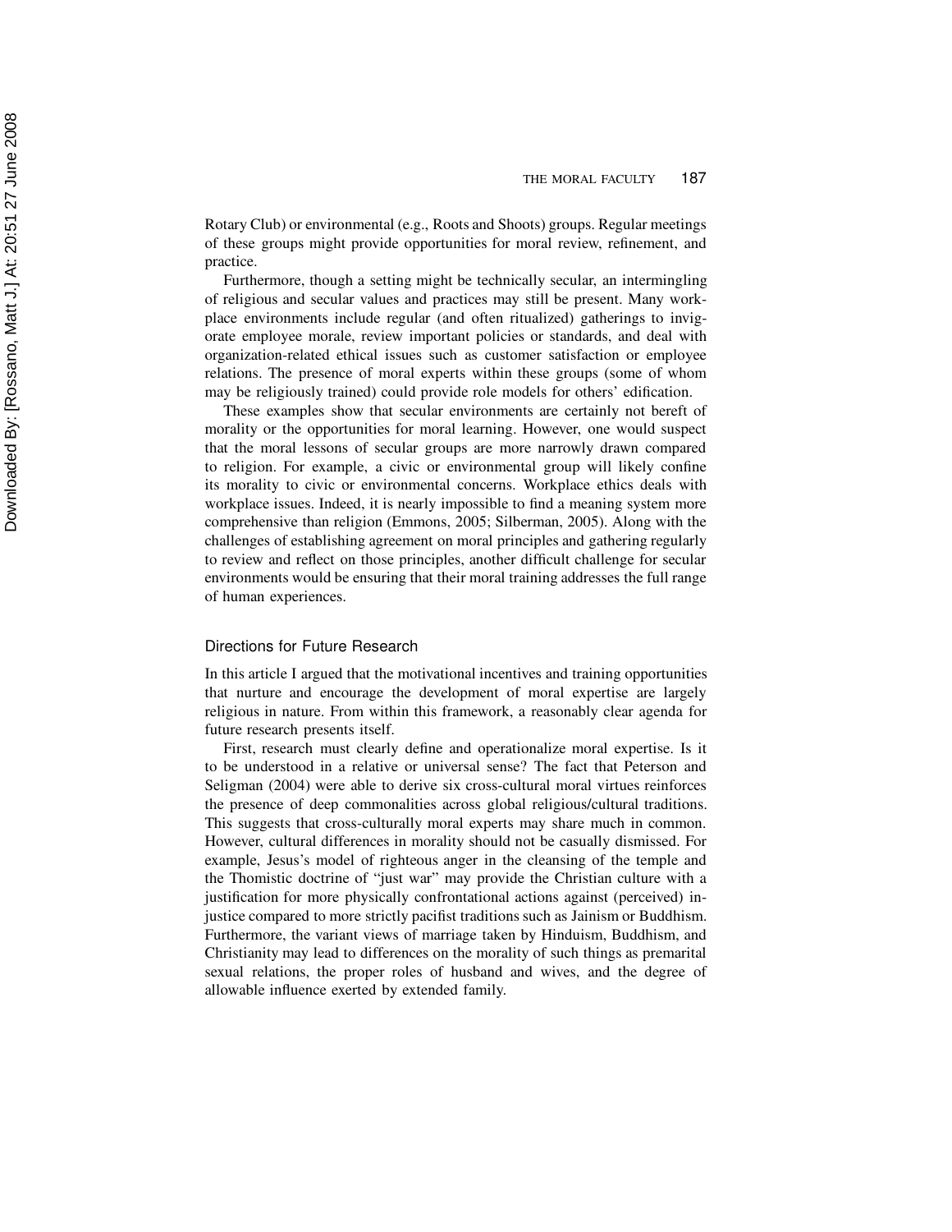Rotary Club) or environmental (e.g., Roots and Shoots) groups. Regular meetings of these groups might provide opportunities for moral review, refinement, and practice.

Furthermore, though a setting might be technically secular, an intermingling of religious and secular values and practices may still be present. Many workplace environments include regular (and often ritualized) gatherings to invigorate employee morale, review important policies or standards, and deal with organization-related ethical issues such as customer satisfaction or employee relations. The presence of moral experts within these groups (some of whom may be religiously trained) could provide role models for others' edification.

These examples show that secular environments are certainly not bereft of morality or the opportunities for moral learning. However, one would suspect that the moral lessons of secular groups are more narrowly drawn compared to religion. For example, a civic or environmental group will likely confine its morality to civic or environmental concerns. Workplace ethics deals with workplace issues. Indeed, it is nearly impossible to find a meaning system more comprehensive than religion (Emmons, 2005; Silberman, 2005). Along with the challenges of establishing agreement on moral principles and gathering regularly to review and reflect on those principles, another difficult challenge for secular environments would be ensuring that their moral training addresses the full range of human experiences.

## Directions for Future Research

In this article I argued that the motivational incentives and training opportunities that nurture and encourage the development of moral expertise are largely religious in nature. From within this framework, a reasonably clear agenda for future research presents itself.

First, research must clearly define and operationalize moral expertise. Is it to be understood in a relative or universal sense? The fact that Peterson and Seligman (2004) were able to derive six cross-cultural moral virtues reinforces the presence of deep commonalities across global religious/cultural traditions. This suggests that cross-culturally moral experts may share much in common. However, cultural differences in morality should not be casually dismissed. For example, Jesus's model of righteous anger in the cleansing of the temple and the Thomistic doctrine of "just war" may provide the Christian culture with a justification for more physically confrontational actions against (perceived) injustice compared to more strictly pacifist traditions such as Jainism or Buddhism. Furthermore, the variant views of marriage taken by Hinduism, Buddhism, and Christianity may lead to differences on the morality of such things as premarital sexual relations, the proper roles of husband and wives, and the degree of allowable influence exerted by extended family.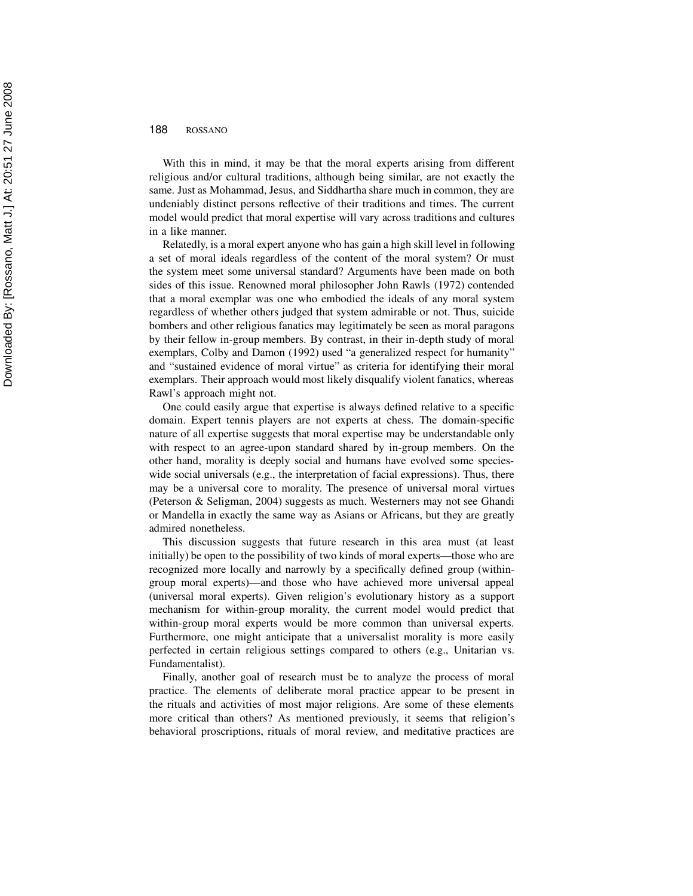With this in mind, it may be that the moral experts arising from different religious and/or cultural traditions, although being similar, are not exactly the same. Just as Mohammad, Jesus, and Siddhartha share much in common, they are undeniably distinct persons reflective of their traditions and times. The current model would predict that moral expertise will vary across traditions and cultures in a like manner.

Relatedly, is a moral expert anyone who has gain a high skill level in following a set of moral ideals regardless of the content of the moral system? Or must the system meet some universal standard? Arguments have been made on both sides of this issue. Renowned moral philosopher John Rawls (1972) contended that a moral exemplar was one who embodied the ideals of any moral system regardless of whether others judged that system admirable or not. Thus, suicide bombers and other religious fanatics may legitimately be seen as moral paragons by their fellow in-group members. By contrast, in their in-depth study of moral exemplars, Colby and Damon (1992) used "a generalized respect for humanity" and "sustained evidence of moral virtue" as criteria for identifying their moral exemplars. Their approach would most likely disqualify violent fanatics, whereas Rawl's approach might not.

One could easily argue that expertise is always defined relative to a specific domain. Expert tennis players are not experts at chess. The domain-specific nature of all expertise suggests that moral expertise may be understandable only with respect to an agree-upon standard shared by in-group members. On the other hand, morality is deeply social and humans have evolved some species-wide social universals (e.g., the interpretation of facial expressions). Thus, there may be a universal core to morality. The presence of universal moral virtues (Peterson & Seligman, 2004) suggests as much. Westerners may not see Ghandi or Mandella in exactly the same way as Asians or Africans, but they are greatly admired nonetheless.

This discussion suggests that future research in this area must (at least initially) be open to the possibility of two kinds of moral experts—those who are recognized more locally and narrowly by a specifically defined group (within-group moral experts)—and those who have achieved more universal appeal (universal moral experts). Given religion's evolutionary history as a support mechanism for within-group morality, the current model would predict that within-group moral experts would be more common than universal experts. Furthermore, one might anticipate that a universalist morality is more easily perfected in certain religious settings compared to others (e.g., Unitarian vs. Fundamentalist).

Finally, another goal of research must be to analyze the process of moral practice. The elements of deliberate moral practice appear to be present in the rituals and activities of most major religions. Are some of these elements more critical than others? As mentioned previously, it seems that religion's behavioral proscriptions, rituals of moral review, and meditative practices are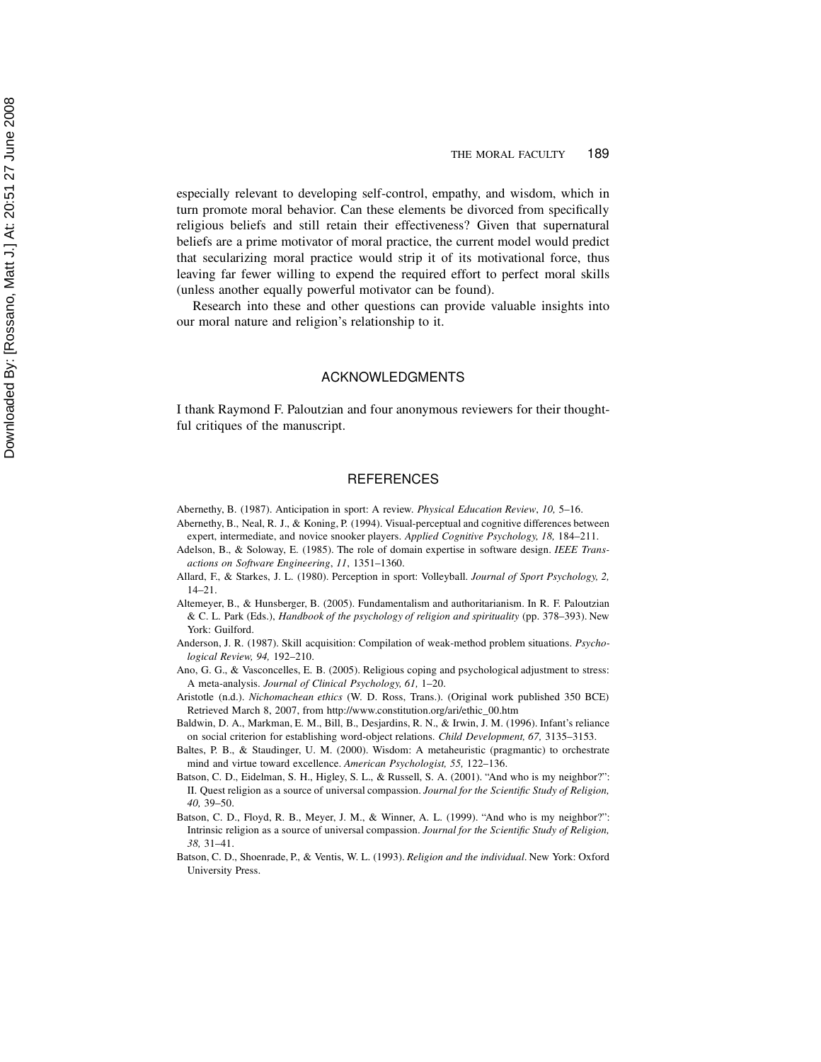especially relevant to developing self-control, empathy, and wisdom, which in turn promote moral behavior. Can these elements be divorced from specifically religious beliefs and still retain their effectiveness? Given that supernatural beliefs are a prime motivator of moral practice, the current model would predict that secularizing moral practice would strip it of its motivational force, thus leaving far fewer willing to expend the required effort to perfect moral skills (unless another equally powerful motivator can be found).

Research into these and other questions can provide valuable insights into our moral nature and religion's relationship to it.

## ACKNOWLEDGMENTS

I thank Raymond F. Paloutzian and four anonymous reviewers for their thoughtful critiques of the manuscript.

## REFERENCES

Abernethy, B. (1987). Anticipation in sport: A review. *Physical Education Review*, *10,* 5–16.

Abernethy, B., Neal, R. J., & Koning, P. (1994). Visual-perceptual and cognitive differences between expert, intermediate, and novice snooker players. *Applied Cognitive Psychology, 18,* 184–211.

Adelson, B., & Soloway, E. (1985). The role of domain expertise in software design. *IEEE Transactions on Software Engineering*, *11*, 1351–1360.

Allard, F., & Starkes, J. L. (1980). Perception in sport: Volleyball. *Journal of Sport Psychology, 2,* 14–21.

Altemeyer, B., & Hunsberger, B. (2005). Fundamentalism and authoritarianism. In R. F. Paloutzian & C. L. Park (Eds.), *Handbook of the psychology of religion and spirituality* (pp. 378–393). New York: Guilford.

Anderson, J. R. (1987). Skill acquisition: Compilation of weak-method problem situations. *Psychological Review, 94,* 192–210.

Ano, G. G., & Vasconcelles, E. B. (2005). Religious coping and psychological adjustment to stress: A meta-analysis. *Journal of Clinical Psychology, 61,* 1–20.

Aristotle (n.d.). *Nichomachean ethics* (W. D. Ross, Trans.). (Original work published 350 BCE) Retrieved March 8, 2007, from http://www.constitution.org/ari/ethic_00.htm

Baldwin, D. A., Markman, E. M., Bill, B., Desjardins, R. N., & Irwin, J. M. (1996). Infant's reliance on social criterion for establishing word-object relations. *Child Development, 67,* 3135–3153.

Baltes, P. B., & Staudinger, U. M. (2000). Wisdom: A metaheuristic (pragmantic) to orchestrate mind and virtue toward excellence. *American Psychologist, 55,* 122–136.

Batson, C. D., Eidelman, S. H., Higley, S. L., & Russell, S. A. (2001). "And who is my neighbor?": II. Quest religion as a source of universal compassion. *Journal for the Scientific Study of Religion, 40,* 39–50.

Batson, C. D., Floyd, R. B., Meyer, J. M., & Winner, A. L. (1999). "And who is my neighbor?": Intrinsic religion as a source of universal compassion. *Journal for the Scientific Study of Religion, 38,* 31–41.

Batson, C. D., Shoenrade, P., & Ventis, W. L. (1993). *Religion and the individual*. New York: Oxford University Press.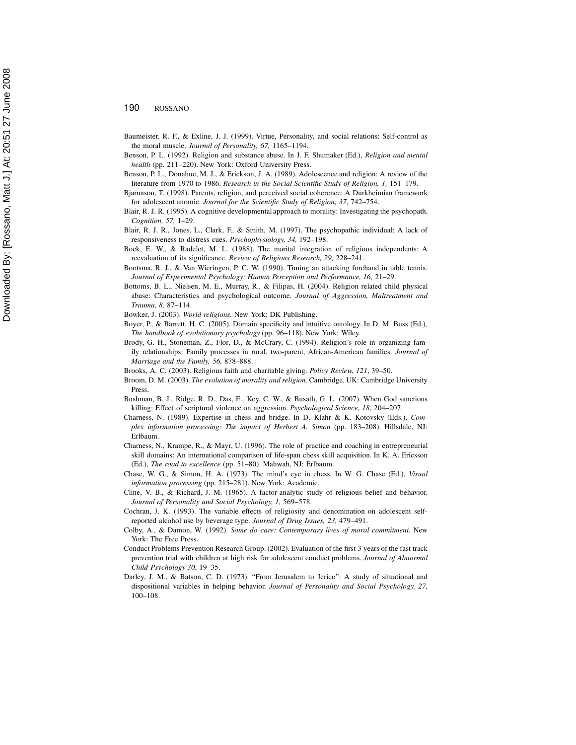Baumeister, R. F., & Exline, J. J. (1999). Virtue, Personality, and social relations: Self-control as the moral muscle. *Journal of Personality, 67,* 1165–1194.

Benson, P. L. (1992). Religion and substance abuse. In J. F. Shumaker (Ed.), *Religion and mental health* (pp. 211–220). New York: Oxford University Press.

Benson, P. L., Donahue, M. J., & Erickson, J. A. (1989). Adolescence and religion: A review of the literature from 1970 to 1986. *Research in the Social Scientific Study of Religion, 1,* 151–179.

Bjarnason, T. (1998). Parents, religion, and perceived social coherence: A Durkheimian framework for adolescent anomie. *Journal for the Scientific Study of Religion, 37,* 742–754.

Blair, R. J. R. (1995). A cognitive developmental approach to morality: Investigating the psychopath. *Cognition, 57,* 1–29.

Blair, R. J. R., Jones, L., Clark, F., & Smith, M. (1997). The psychopathic individual: A lack of responsiveness to distress cues. *Psychophysiology, 34,* 192–198.

Bock, E. W., & Radelet, M. L. (1988). The marital integration of religious independents: A reevaluation of its significance. *Review of Religious Research, 29,* 228–241.

Bootsma, R. J., & Van Wieringen, P. C. W. (1990). Timing an attacking forehand in table tennis. *Journal of Experimental Psychology: Human Perception and Performance, 16,* 21–29.

Bottoms, B. L., Nielsen, M. E., Murray, R., & Filipas, H. (2004). Religion related child physical abuse: Characteristics and psychological outcome. *Journal of Aggression, Maltreatment and Trauma, 8,* 87–114.

Bowker, J. (2003). *World religions.* New York: DK Publishing.

Boyer, P., & Barrett, H. C. (2005). Domain specificity and intuitive ontology. In D. M. Buss (Ed.), *The handbook of evolutionary psychology* (pp. 96–118). New York: Wiley.

Brody, G. H., Stoneman, Z., Flor, D., & McCrary, C. (1994). Religion's role in organizing family relationships: Family processes in rural, two-parent, African-American families. *Journal of Marriage and the Family, 56,* 878–888.

Brooks, A. C. (2003). Religious faith and charitable giving. *Policy Review, 121*, 39–50.

Broom, D. M. (2003). *The evolution of morality and religion.* Cambridge, UK: Cambridge University Press.

Bushman, B. J., Ridge, R. D., Das, E., Key, C. W., & Busath, G. L. (2007). When God sanctions killing: Effect of scriptural violence on aggression. *Psychological Science, 18*, 204–207.

Charness, N. (1989). Expertise in chess and bridge. In D. Klahr & K. Kotovsky (Eds.), *Complex information processing: The impact of Herbert A. Simon* (pp. 183–208). Hillsdale, NJ: Erlbaum.

Charness, N., Krampe, R., & Mayr, U. (1996). The role of practice and coaching in entrepreneurial skill domains: An international comparison of life-span chess skill acquisition. In K. A. Ericsson (Ed.), *The road to excellence* (pp. 51–80). Mahwah, NJ: Erlbaum.

Chase, W. G., & Simon, H. A. (1973). The mind's eye in chess. In W. G. Chase (Ed.), *Visual information processing* (pp. 215–281). New York: Academic.

Cline, V. B., & Richard, J. M. (1965). A factor-analytic study of religious belief and behavior. *Journal of Personality and Social Psychology, 1,* 569–578.

Cochran, J. K. (1993). The variable effects of religiosity and denomination on adolescent self-reported alcohol use by beverage type. *Journal of Drug Issues, 23,* 479–491.

Colby, A., & Damon, W. (1992). *Some do care: Contemporary lives of moral commitment.* New York: The Free Press.

Conduct Problems Prevention Research Group. (2002). Evaluation of the first 3 years of the fast track prevention trial with children at high risk for adolescent conduct problems. *Journal of Abnormal Child Psychology 30*, 19–35.

Darley, J. M., & Batson, C. D. (1973). "From Jerusalem to Jerico": A study of situational and dispositional variables in helping behavior. *Journal of Personality and Social Psychology, 27,* 100–108.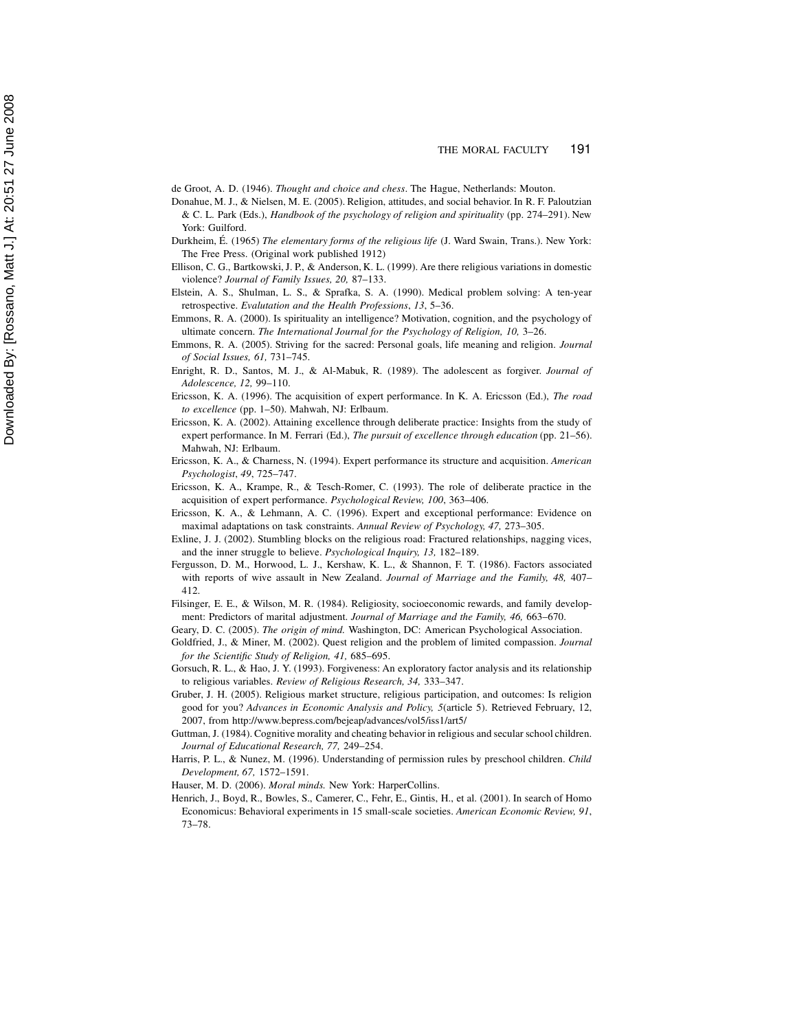de Groot, A. D. (1946). *Thought and choice and chess*. The Hague, Netherlands: Mouton.

Donahue, M. J., & Nielsen, M. E. (2005). Religion, attitudes, and social behavior. In R. F. Paloutzian & C. L. Park (Eds.), *Handbook of the psychology of religion and spirituality* (pp. 274–291). New York: Guilford.

Durkheim, É. (1965) *The elementary forms of the religious life* (J. Ward Swain, Trans.). New York: The Free Press. (Original work published 1912)

Ellison, C. G., Bartkowski, J. P., & Anderson, K. L. (1999). Are there religious variations in domestic violence? *Journal of Family Issues, 20,* 87–133.

Elstein, A. S., Shulman, L. S., & Sprafka, S. A. (1990). Medical problem solving: A ten-year retrospective. *Evalutation and the Health Professions*, *13*, 5–36.

Emmons, R. A. (2000). Is spirituality an intelligence? Motivation, cognition, and the psychology of ultimate concern. *The International Journal for the Psychology of Religion, 10,* 3–26.

Emmons, R. A. (2005). Striving for the sacred: Personal goals, life meaning and religion. *Journal of Social Issues, 61,* 731–745.

Enright, R. D., Santos, M. J., & Al-Mabuk, R. (1989). The adolescent as forgiver. *Journal of Adolescence, 12,* 99–110.

Ericsson, K. A. (1996). The acquisition of expert performance. In K. A. Ericsson (Ed.), *The road to excellence* (pp. 1–50). Mahwah, NJ: Erlbaum.

Ericsson, K. A. (2002). Attaining excellence through deliberate practice: Insights from the study of expert performance. In M. Ferrari (Ed.), *The pursuit of excellence through education* (pp. 21–56). Mahwah, NJ: Erlbaum.

Ericsson, K. A., & Charness, N. (1994). Expert performance its structure and acquisition. *American Psychologist*, *49*, 725–747.

Ericsson, K. A., Krampe, R., & Tesch-Romer, C. (1993). The role of deliberate practice in the acquisition of expert performance. *Psychological Review, 100*, 363–406.

Ericsson, K. A., & Lehmann, A. C. (1996). Expert and exceptional performance: Evidence on maximal adaptations on task constraints. *Annual Review of Psychology, 47,* 273–305.

Exline, J. J. (2002). Stumbling blocks on the religious road: Fractured relationships, nagging vices, and the inner struggle to believe. *Psychological Inquiry, 13,* 182–189.

Fergusson, D. M., Horwood, L. J., Kershaw, K. L., & Shannon, F. T. (1986). Factors associated with reports of wive assault in New Zealand. *Journal of Marriage and the Family, 48,* 407–412.

Filsinger, E. E., & Wilson, M. R. (1984). Religiosity, socioeconomic rewards, and family development: Predictors of marital adjustment. *Journal of Marriage and the Family, 46,* 663–670.

Geary, D. C. (2005). *The origin of mind.* Washington, DC: American Psychological Association.

Goldfried, J., & Miner, M. (2002). Quest religion and the problem of limited compassion. *Journal for the Scientific Study of Religion, 41,* 685–695.

Gorsuch, R. L., & Hao, J. Y. (1993). Forgiveness: An exploratory factor analysis and its relationship to religious variables. *Review of Religious Research, 34,* 333–347.

Gruber, J. H. (2005). Religious market structure, religious participation, and outcomes: Is religion good for you? *Advances in Economic Analysis and Policy, 5*(article 5). Retrieved February, 12, 2007, from http://www.bepress.com/bejeap/advances/vol5/iss1/art5/

Guttman, J. (1984). Cognitive morality and cheating behavior in religious and secular school children. *Journal of Educational Research, 77,* 249–254.

Harris, P. L., & Nunez, M. (1996). Understanding of permission rules by preschool children. *Child Development, 67,* 1572–1591.

Hauser, M. D. (2006). *Moral minds.* New York: HarperCollins.

Henrich, J., Boyd, R., Bowles, S., Camerer, C., Fehr, E., Gintis, H., et al. (2001). In search of Homo Economicus: Behavioral experiments in 15 small-scale societies. *American Economic Review, 91*, 73–78.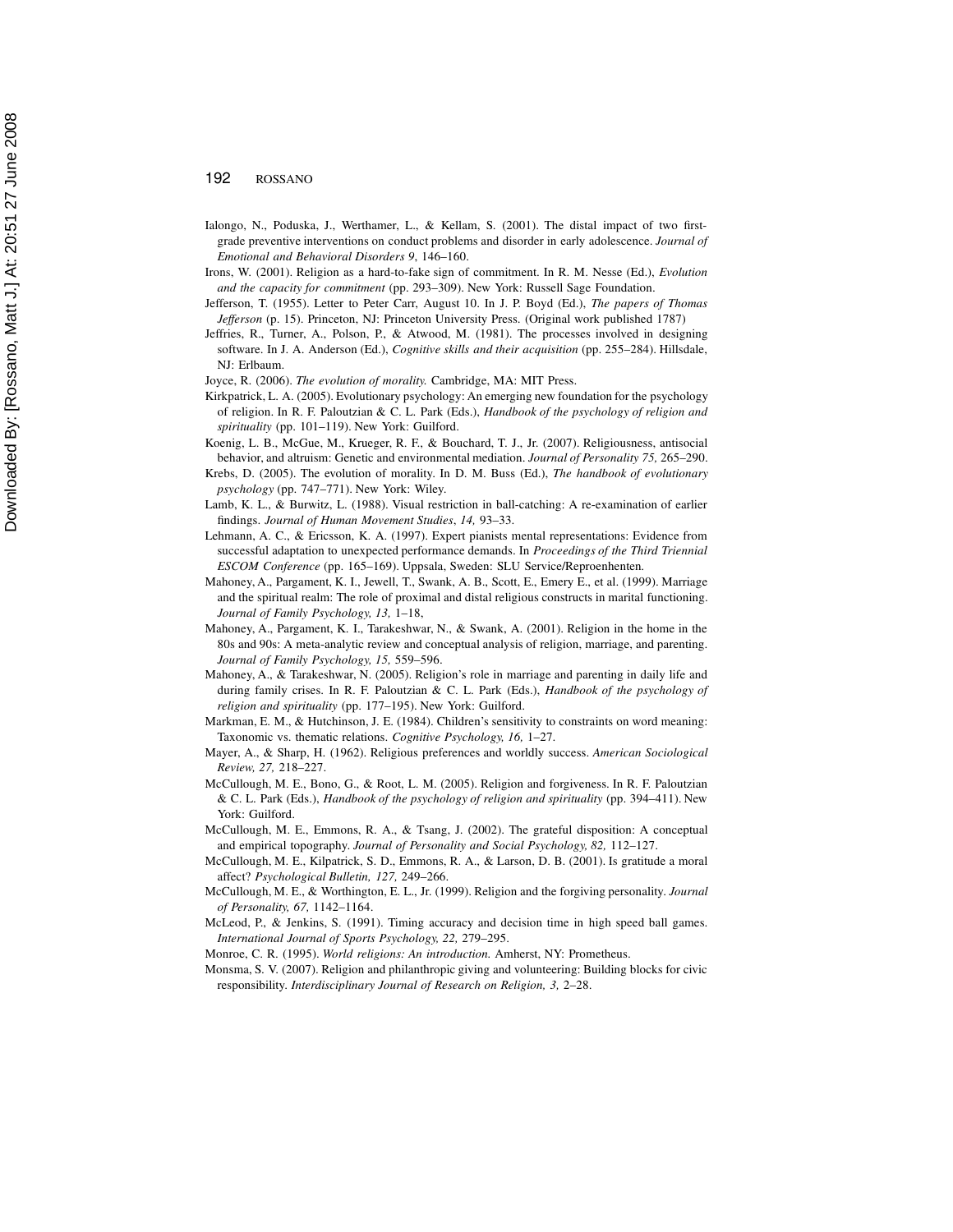Ialongo, N., Poduska, J., Werthamer, L., & Kellam, S. (2001). The distal impact of two first-grade preventive interventions on conduct problems and disorder in early adolescence. *Journal of Emotional and Behavioral Disorders 9*, 146–160.

Irons, W. (2001). Religion as a hard-to-fake sign of commitment. In R. M. Nesse (Ed.), *Evolution and the capacity for commitment* (pp. 293–309). New York: Russell Sage Foundation.

Jefferson, T. (1955). Letter to Peter Carr, August 10. In J. P. Boyd (Ed.), *The papers of Thomas Jefferson* (p. 15). Princeton, NJ: Princeton University Press. (Original work published 1787)

Jeffries, R., Turner, A., Polson, P., & Atwood, M. (1981). The processes involved in designing software. In J. A. Anderson (Ed.), *Cognitive skills and their acquisition* (pp. 255–284). Hillsdale, NJ: Erlbaum.

Joyce, R. (2006). *The evolution of morality.* Cambridge, MA: MIT Press.

Kirkpatrick, L. A. (2005). Evolutionary psychology: An emerging new foundation for the psychology of religion. In R. F. Paloutzian & C. L. Park (Eds.), *Handbook of the psychology of religion and spirituality* (pp. 101–119). New York: Guilford.

Koenig, L. B., McGue, M., Krueger, R. F., & Bouchard, T. J., Jr. (2007). Religiousness, antisocial behavior, and altruism: Genetic and environmental mediation. *Journal of Personality 75,* 265–290.

Krebs, D. (2005). The evolution of morality. In D. M. Buss (Ed.), *The handbook of evolutionary psychology* (pp. 747–771). New York: Wiley.

Lamb, K. L., & Burwitz, L. (1988). Visual restriction in ball-catching: A re-examination of earlier findings. *Journal of Human Movement Studies*, *14,* 93–33.

Lehmann, A. C., & Ericsson, K. A. (1997). Expert pianists mental representations: Evidence from successful adaptation to unexpected performance demands. In *Proceedings of the Third Triennial ESCOM Conference* (pp. 165–169). Uppsala, Sweden: SLU Service/Reproenhenten.

Mahoney, A., Pargament, K. I., Jewell, T., Swank, A. B., Scott, E., Emery E., et al. (1999). Marriage and the spiritual realm: The role of proximal and distal religious constructs in marital functioning. *Journal of Family Psychology, 13,* 1–18,

Mahoney, A., Pargament, K. I., Tarakeshwar, N., & Swank, A. (2001). Religion in the home in the 80s and 90s: A meta-analytic review and conceptual analysis of religion, marriage, and parenting. *Journal of Family Psychology, 15,* 559–596.

Mahoney, A., & Tarakeshwar, N. (2005). Religion's role in marriage and parenting in daily life and during family crises. In R. F. Paloutzian & C. L. Park (Eds.), *Handbook of the psychology of religion and spirituality* (pp. 177–195). New York: Guilford.

Markman, E. M., & Hutchinson, J. E. (1984). Children's sensitivity to constraints on word meaning: Taxonomic vs. thematic relations. *Cognitive Psychology, 16,* 1–27.

Mayer, A., & Sharp, H. (1962). Religious preferences and worldly success. *American Sociological Review, 27,* 218–227.

McCullough, M. E., Bono, G., & Root, L. M. (2005). Religion and forgiveness. In R. F. Paloutzian & C. L. Park (Eds.), *Handbook of the psychology of religion and spirituality* (pp. 394–411). New York: Guilford.

McCullough, M. E., Emmons, R. A., & Tsang, J. (2002). The grateful disposition: A conceptual and empirical topography. *Journal of Personality and Social Psychology, 82,* 112–127.

McCullough, M. E., Kilpatrick, S. D., Emmons, R. A., & Larson, D. B. (2001). Is gratitude a moral affect? *Psychological Bulletin, 127,* 249–266.

McCullough, M. E., & Worthington, E. L., Jr. (1999). Religion and the forgiving personality. *Journal of Personality, 67,* 1142–1164.

McLeod, P., & Jenkins, S. (1991). Timing accuracy and decision time in high speed ball games. *International Journal of Sports Psychology, 22,* 279–295.

Monroe, C. R. (1995). *World religions: An introduction.* Amherst, NY: Prometheus.

Monsma, S. V. (2007). Religion and philanthropic giving and volunteering: Building blocks for civic responsibility. *Interdisciplinary Journal of Research on Religion, 3,* 2–28.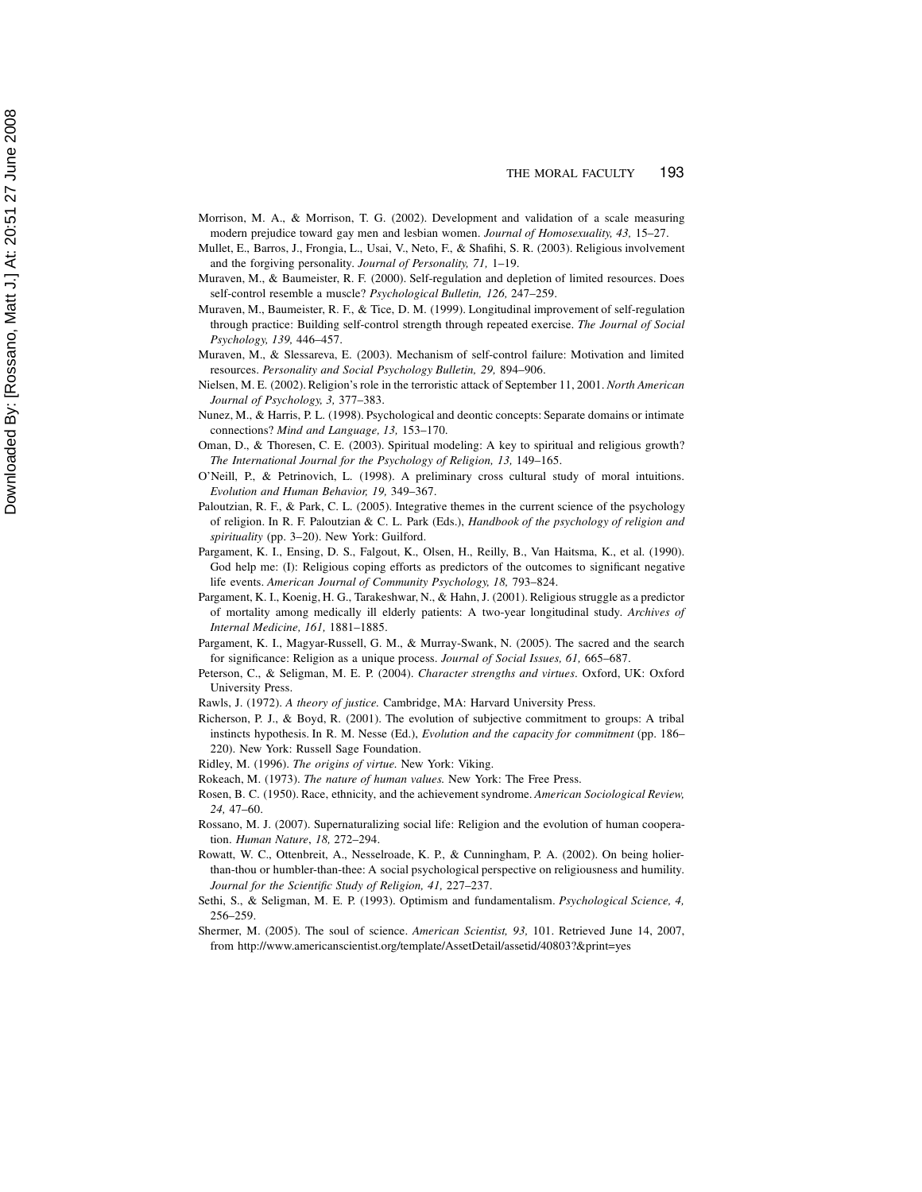Morrison, M. A., & Morrison, T. G. (2002). Development and validation of a scale measuring modern prejudice toward gay men and lesbian women. *Journal of Homosexuality, 43,* 15–27.

Mullet, E., Barros, J., Frongia, L., Usai, V., Neto, F., & Shafihi, S. R. (2003). Religious involvement and the forgiving personality. *Journal of Personality, 71,* 1–19.

Muraven, M., & Baumeister, R. F. (2000). Self-regulation and depletion of limited resources. Does self-control resemble a muscle? *Psychological Bulletin, 126,* 247–259.

Muraven, M., Baumeister, R. F., & Tice, D. M. (1999). Longitudinal improvement of self-regulation through practice: Building self-control strength through repeated exercise. *The Journal of Social Psychology, 139,* 446–457.

Muraven, M., & Slessareva, E. (2003). Mechanism of self-control failure: Motivation and limited resources. *Personality and Social Psychology Bulletin, 29,* 894–906.

Nielsen, M. E. (2002). Religion's role in the terroristic attack of September 11, 2001. *North American Journal of Psychology, 3,* 377–383.

Nunez, M., & Harris, P. L. (1998). Psychological and deontic concepts: Separate domains or intimate connections? *Mind and Language, 13,* 153–170.

Oman, D., & Thoresen, C. E. (2003). Spiritual modeling: A key to spiritual and religious growth? *The International Journal for the Psychology of Religion, 13,* 149–165.

O'Neill, P., & Petrinovich, L. (1998). A preliminary cross cultural study of moral intuitions. *Evolution and Human Behavior, 19,* 349–367.

Paloutzian, R. F., & Park, C. L. (2005). Integrative themes in the current science of the psychology of religion. In R. F. Paloutzian & C. L. Park (Eds.), *Handbook of the psychology of religion and spirituality* (pp. 3–20). New York: Guilford.

Pargament, K. I., Ensing, D. S., Falgout, K., Olsen, H., Reilly, B., Van Haitsma, K., et al. (1990). God help me: (I): Religious coping efforts as predictors of the outcomes to significant negative life events. *American Journal of Community Psychology, 18,* 793–824.

Pargament, K. I., Koenig, H. G., Tarakeshwar, N., & Hahn, J. (2001). Religious struggle as a predictor of mortality among medically ill elderly patients: A two-year longitudinal study. *Archives of Internal Medicine, 161,* 1881–1885.

Pargament, K. I., Magyar-Russell, G. M., & Murray-Swank, N. (2005). The sacred and the search for significance: Religion as a unique process. *Journal of Social Issues, 61,* 665–687.

Peterson, C., & Seligman, M. E. P. (2004). *Character strengths and virtues*. Oxford, UK: Oxford University Press.

Rawls, J. (1972). *A theory of justice.* Cambridge, MA: Harvard University Press.

Richerson, P. J., & Boyd, R. (2001). The evolution of subjective commitment to groups: A tribal instincts hypothesis. In R. M. Nesse (Ed.), *Evolution and the capacity for commitment* (pp. 186–220). New York: Russell Sage Foundation.

Ridley, M. (1996). *The origins of virtue.* New York: Viking.

Rokeach, M. (1973). *The nature of human values.* New York: The Free Press.

Rosen, B. C. (1950). Race, ethnicity, and the achievement syndrome. *American Sociological Review, 24,* 47–60.

Rossano, M. J. (2007). Supernaturalizing social life: Religion and the evolution of human cooperation. *Human Nature*, *18,* 272–294.

Rowatt, W. C., Ottenbreit, A., Nesselroade, K. P., & Cunningham, P. A. (2002). On being holier-than-thou or humbler-than-thee: A social psychological perspective on religiousness and humility. *Journal for the Scientific Study of Religion, 41,* 227–237.

Sethi, S., & Seligman, M. E. P. (1993). Optimism and fundamentalism. *Psychological Science, 4,* 256–259.

Shermer, M. (2005). The soul of science. *American Scientist, 93,* 101. Retrieved June 14, 2007, from http://www.americanscientist.org/template/AssetDetail/assetid/40803?&print=yes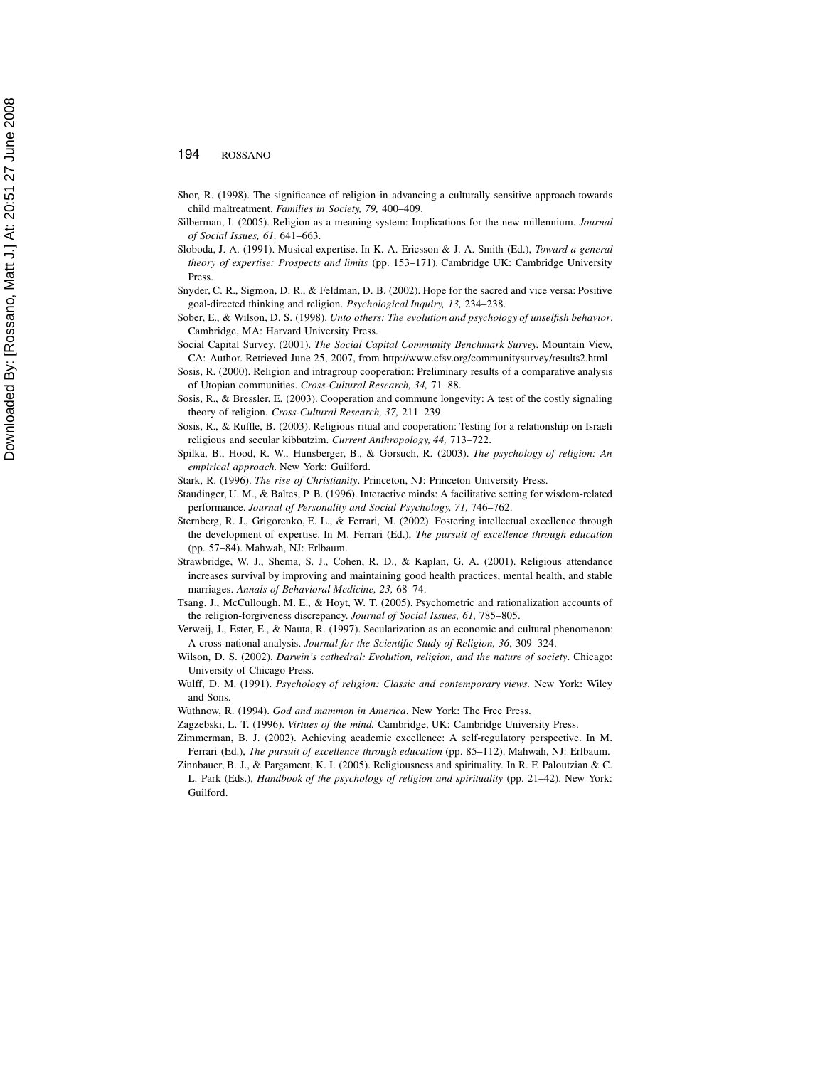Shor, R. (1998). The significance of religion in advancing a culturally sensitive approach towards child maltreatment. *Families in Society, 79,* 400–409.

Silberman, I. (2005). Religion as a meaning system: Implications for the new millennium. *Journal of Social Issues, 61,* 641–663.

Sloboda, J. A. (1991). Musical expertise. In K. A. Ericsson & J. A. Smith (Ed.), *Toward a general theory of expertise: Prospects and limits* (pp. 153–171). Cambridge UK: Cambridge University Press.

Snyder, C. R., Sigmon, D. R., & Feldman, D. B. (2002). Hope for the sacred and vice versa: Positive goal-directed thinking and religion. *Psychological Inquiry, 13,* 234–238.

Sober, E., & Wilson, D. S. (1998). *Unto others: The evolution and psychology of unselfish behavior*. Cambridge, MA: Harvard University Press.

Social Capital Survey. (2001). *The Social Capital Community Benchmark Survey.* Mountain View, CA: Author. Retrieved June 25, 2007, from http://www.cfsv.org/communitysurvey/results2.html

Sosis, R. (2000). Religion and intragroup cooperation: Preliminary results of a comparative analysis of Utopian communities. *Cross-Cultural Research, 34,* 71–88.

Sosis, R., & Bressler, E. (2003). Cooperation and commune longevity: A test of the costly signaling theory of religion. *Cross-Cultural Research, 37,* 211–239.

Sosis, R., & Ruffle, B. (2003). Religious ritual and cooperation: Testing for a relationship on Israeli religious and secular kibbutzim. *Current Anthropology, 44,* 713–722.

Spilka, B., Hood, R. W., Hunsberger, B., & Gorsuch, R. (2003). *The psychology of religion: An empirical approach.* New York: Guilford.

Stark, R. (1996). *The rise of Christianity*. Princeton, NJ: Princeton University Press.

Staudinger, U. M., & Baltes, P. B. (1996). Interactive minds: A facilitative setting for wisdom-related performance. *Journal of Personality and Social Psychology, 71,* 746–762.

Sternberg, R. J., Grigorenko, E. L., & Ferrari, M. (2002). Fostering intellectual excellence through the development of expertise. In M. Ferrari (Ed.), *The pursuit of excellence through education* (pp. 57–84). Mahwah, NJ: Erlbaum.

Strawbridge, W. J., Shema, S. J., Cohen, R. D., & Kaplan, G. A. (2001). Religious attendance increases survival by improving and maintaining good health practices, mental health, and stable marriages. *Annals of Behavioral Medicine, 23,* 68–74.

Tsang, J., McCullough, M. E., & Hoyt, W. T. (2005). Psychometric and rationalization accounts of the religion-forgiveness discrepancy. *Journal of Social Issues, 61,* 785–805.

Verweij, J., Ester, E., & Nauta, R. (1997). Secularization as an economic and cultural phenomenon: A cross-national analysis. *Journal for the Scientific Study of Religion, 36*, 309–324.

Wilson, D. S. (2002). *Darwin's cathedral: Evolution, religion, and the nature of society*. Chicago: University of Chicago Press.

Wulff, D. M. (1991). *Psychology of religion: Classic and contemporary views.* New York: Wiley and Sons.

Wuthnow, R. (1994). *God and mammon in America*. New York: The Free Press.

Zagzebski, L. T. (1996). *Virtues of the mind.* Cambridge, UK: Cambridge University Press.

Zimmerman, B. J. (2002). Achieving academic excellence: A self-regulatory perspective. In M. Ferrari (Ed.), *The pursuit of excellence through education* (pp. 85–112). Mahwah, NJ: Erlbaum.

Zinnbauer, B. J., & Pargament, K. I. (2005). Religiousness and spirituality. In R. F. Paloutzian & C. L. Park (Eds.), *Handbook of the psychology of religion and spirituality* (pp. 21–42). New York: Guilford.